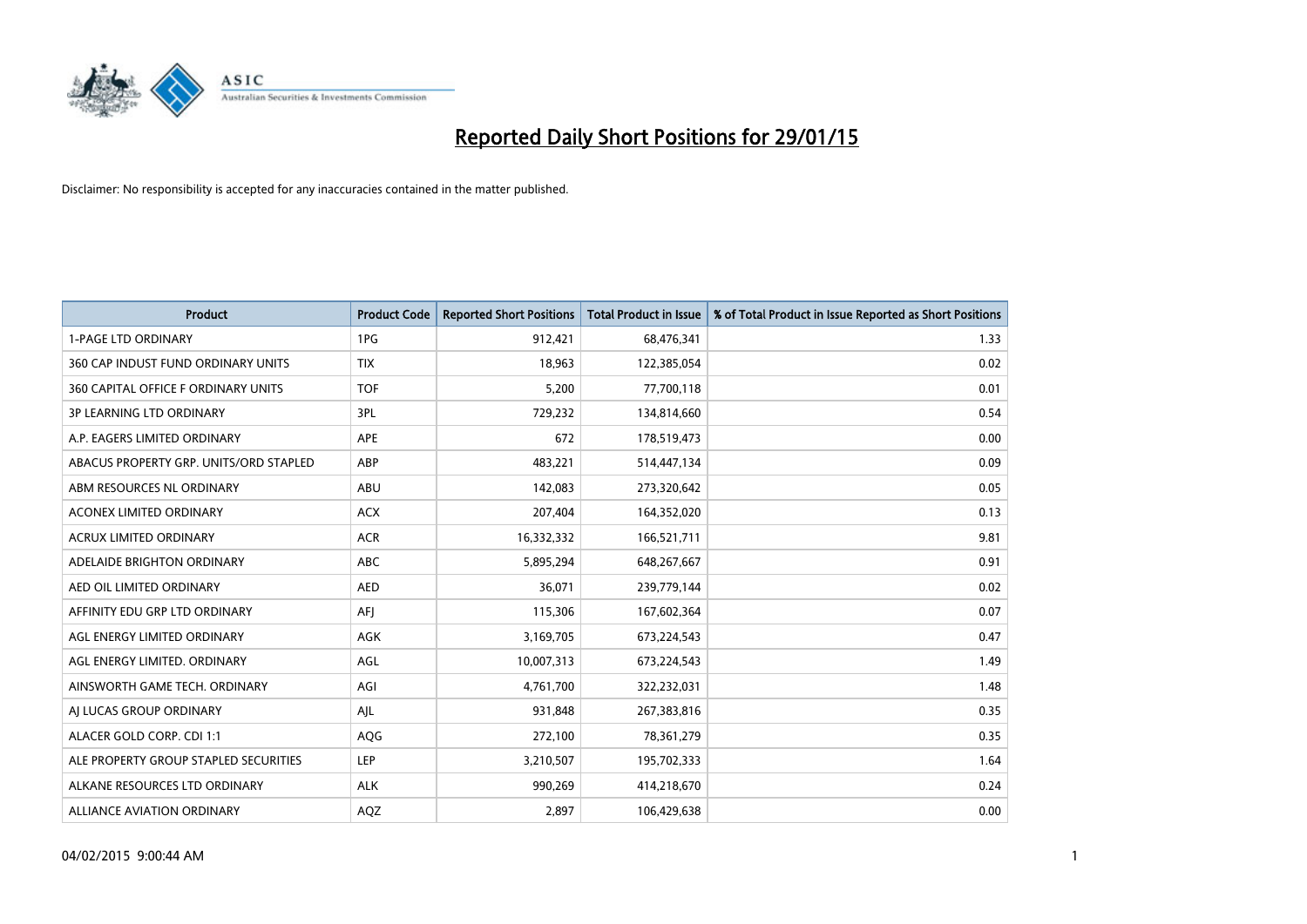# Reported Daily Short Positions for 29/01/15

Disclaimer: No responsibility is accepted for any inaccuracies contained in the matter published.

| Product | Product Code | Reported Short Positions | Total Product in Issue | % of Total Product in Issue Reported as Short Positions |
|---|---|---|---|---|
| 1-PAGE LTD ORDINARY | 1PG | 912,421 | 68,476,341 | 1.33 |
| 360 CAP INDUST FUND ORDINARY UNITS | TIX | 18,963 | 122,385,054 | 0.02 |
| 360 CAPITAL OFFICE F ORDINARY UNITS | TOF | 5,200 | 77,700,118 | 0.01 |
| 3P LEARNING LTD ORDINARY | 3PL | 729,232 | 134,814,660 | 0.54 |
| A.P. EAGERS LIMITED ORDINARY | APE | 672 | 178,519,473 | 0.00 |
| ABACUS PROPERTY GRP. UNITS/ORD STAPLED | ABP | 483,221 | 514,447,134 | 0.09 |
| ABM RESOURCES NL ORDINARY | ABU | 142,083 | 273,320,642 | 0.05 |
| ACONEX LIMITED ORDINARY | ACX | 207,404 | 164,352,020 | 0.13 |
| ACRUX LIMITED ORDINARY | ACR | 16,332,332 | 166,521,711 | 9.81 |
| ADELAIDE BRIGHTON ORDINARY | ABC | 5,895,294 | 648,267,667 | 0.91 |
| AED OIL LIMITED ORDINARY | AED | 36,071 | 239,779,144 | 0.02 |
| AFFINITY EDU GRP LTD ORDINARY | AFJ | 115,306 | 167,602,364 | 0.07 |
| AGL ENERGY LIMITED ORDINARY | AGK | 3,169,705 | 673,224,543 | 0.47 |
| AGL ENERGY LIMITED. ORDINARY | AGL | 10,007,313 | 673,224,543 | 1.49 |
| AINSWORTH GAME TECH. ORDINARY | AGI | 4,761,700 | 322,232,031 | 1.48 |
| AJ LUCAS GROUP ORDINARY | AJL | 931,848 | 267,383,816 | 0.35 |
| ALACER GOLD CORP. CDI 1:1 | AQG | 272,100 | 78,361,279 | 0.35 |
| ALE PROPERTY GROUP STAPLED SECURITIES | LEP | 3,210,507 | 195,702,333 | 1.64 |
| ALKANE RESOURCES LTD ORDINARY | ALK | 990,269 | 414,218,670 | 0.24 |
| ALLIANCE AVIATION ORDINARY | AQZ | 2,897 | 106,429,638 | 0.00 |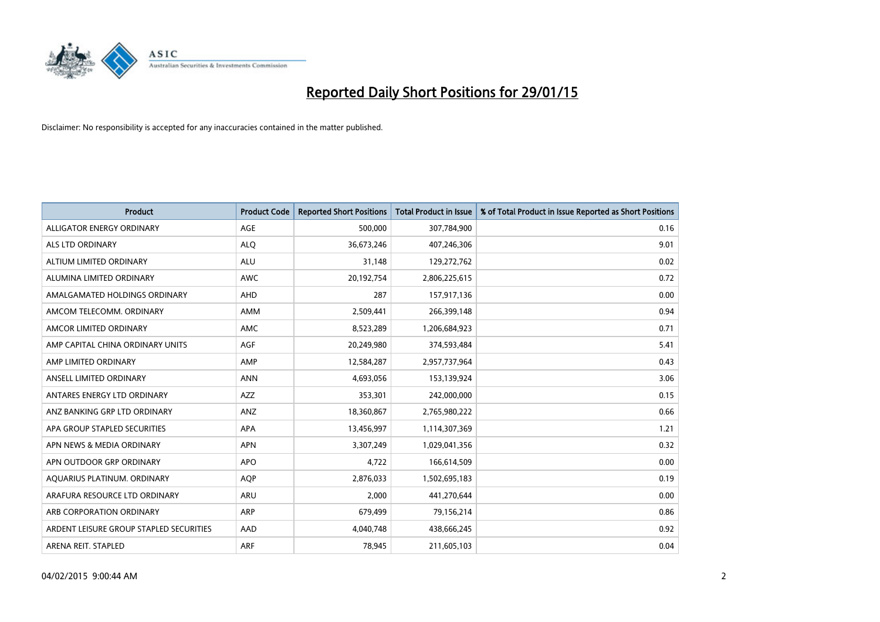# Reported Daily Short Positions for 29/01/15

Disclaimer: No responsibility is accepted for any inaccuracies contained in the matter published.

| Product | Product Code | Reported Short Positions | Total Product in Issue | % of Total Product in Issue Reported as Short Positions |
|---|---|---|---|---|
| ALLIGATOR ENERGY ORDINARY | AGE | 500,000 | 307,784,900 | 0.16 |
| ALS LTD ORDINARY | ALQ | 36,673,246 | 407,246,306 | 9.01 |
| ALTIUM LIMITED ORDINARY | ALU | 31,148 | 129,272,762 | 0.02 |
| ALUMINA LIMITED ORDINARY | AWC | 20,192,754 | 2,806,225,615 | 0.72 |
| AMALGAMATED HOLDINGS ORDINARY | AHD | 287 | 157,917,136 | 0.00 |
| AMCOM TELECOMM. ORDINARY | AMM | 2,509,441 | 266,399,148 | 0.94 |
| AMCOR LIMITED ORDINARY | AMC | 8,523,289 | 1,206,684,923 | 0.71 |
| AMP CAPITAL CHINA ORDINARY UNITS | AGF | 20,249,980 | 374,593,484 | 5.41 |
| AMP LIMITED ORDINARY | AMP | 12,584,287 | 2,957,737,964 | 0.43 |
| ANSELL LIMITED ORDINARY | ANN | 4,693,056 | 153,139,924 | 3.06 |
| ANTARES ENERGY LTD ORDINARY | AZZ | 353,301 | 242,000,000 | 0.15 |
| ANZ BANKING GRP LTD ORDINARY | ANZ | 18,360,867 | 2,765,980,222 | 0.66 |
| APA GROUP STAPLED SECURITIES | APA | 13,456,997 | 1,114,307,369 | 1.21 |
| APN NEWS & MEDIA ORDINARY | APN | 3,307,249 | 1,029,041,356 | 0.32 |
| APN OUTDOOR GRP ORDINARY | APO | 4,722 | 166,614,509 | 0.00 |
| AQUARIUS PLATINUM. ORDINARY | AQP | 2,876,033 | 1,502,695,183 | 0.19 |
| ARAFURA RESOURCE LTD ORDINARY | ARU | 2,000 | 441,270,644 | 0.00 |
| ARB CORPORATION ORDINARY | ARP | 679,499 | 79,156,214 | 0.86 |
| ARDENT LEISURE GROUP STAPLED SECURITIES | AAD | 4,040,748 | 438,666,245 | 0.92 |
| ARENA REIT. STAPLED | ARF | 78,945 | 211,605,103 | 0.04 |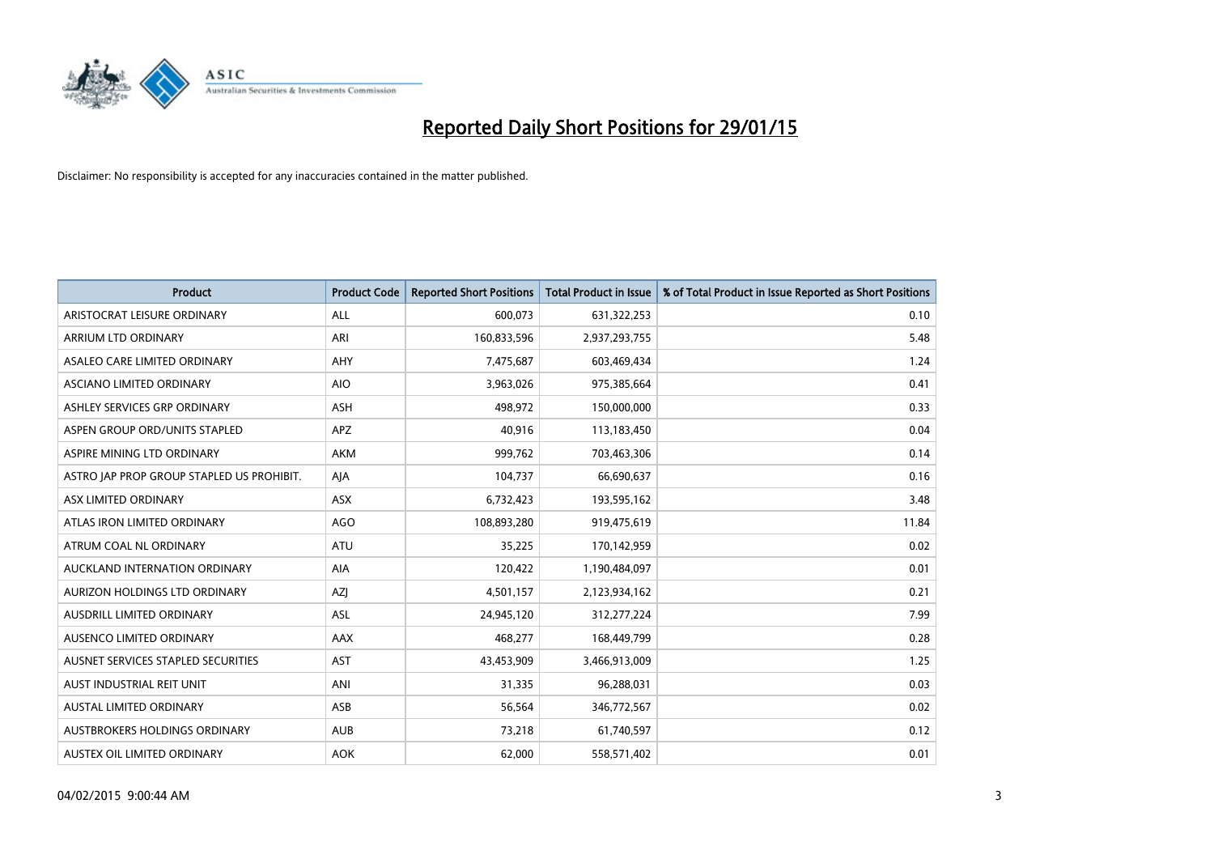# Reported Daily Short Positions for 29/01/15

Disclaimer: No responsibility is accepted for any inaccuracies contained in the matter published.

| Product | Product Code | Reported Short Positions | Total Product in Issue | % of Total Product in Issue Reported as Short Positions |
|---|---|---|---|---|
| ARISTOCRAT LEISURE ORDINARY | ALL | 600,073 | 631,322,253 | 0.10 |
| ARRIUM LTD ORDINARY | ARI | 160,833,596 | 2,937,293,755 | 5.48 |
| ASALEO CARE LIMITED ORDINARY | AHY | 7,475,687 | 603,469,434 | 1.24 |
| ASCIANO LIMITED ORDINARY | AIO | 3,963,026 | 975,385,664 | 0.41 |
| ASHLEY SERVICES GRP ORDINARY | ASH | 498,972 | 150,000,000 | 0.33 |
| ASPEN GROUP ORD/UNITS STAPLED | APZ | 40,916 | 113,183,450 | 0.04 |
| ASPIRE MINING LTD ORDINARY | AKM | 999,762 | 703,463,306 | 0.14 |
| ASTRO JAP PROP GROUP STAPLED US PROHIBIT. | AJA | 104,737 | 66,690,637 | 0.16 |
| ASX LIMITED ORDINARY | ASX | 6,732,423 | 193,595,162 | 3.48 |
| ATLAS IRON LIMITED ORDINARY | AGO | 108,893,280 | 919,475,619 | 11.84 |
| ATRUM COAL NL ORDINARY | ATU | 35,225 | 170,142,959 | 0.02 |
| AUCKLAND INTERNATION ORDINARY | AIA | 120,422 | 1,190,484,097 | 0.01 |
| AURIZON HOLDINGS LTD ORDINARY | AZJ | 4,501,157 | 2,123,934,162 | 0.21 |
| AUSDRILL LIMITED ORDINARY | ASL | 24,945,120 | 312,277,224 | 7.99 |
| AUSENCO LIMITED ORDINARY | AAX | 468,277 | 168,449,799 | 0.28 |
| AUSNET SERVICES STAPLED SECURITIES | AST | 43,453,909 | 3,466,913,009 | 1.25 |
| AUST INDUSTRIAL REIT UNIT | ANI | 31,335 | 96,288,031 | 0.03 |
| AUSTAL LIMITED ORDINARY | ASB | 56,564 | 346,772,567 | 0.02 |
| AUSTBROKERS HOLDINGS ORDINARY | AUB | 73,218 | 61,740,597 | 0.12 |
| AUSTEX OIL LIMITED ORDINARY | AOK | 62,000 | 558,571,402 | 0.01 |

04/02/2015 9:00:44 AM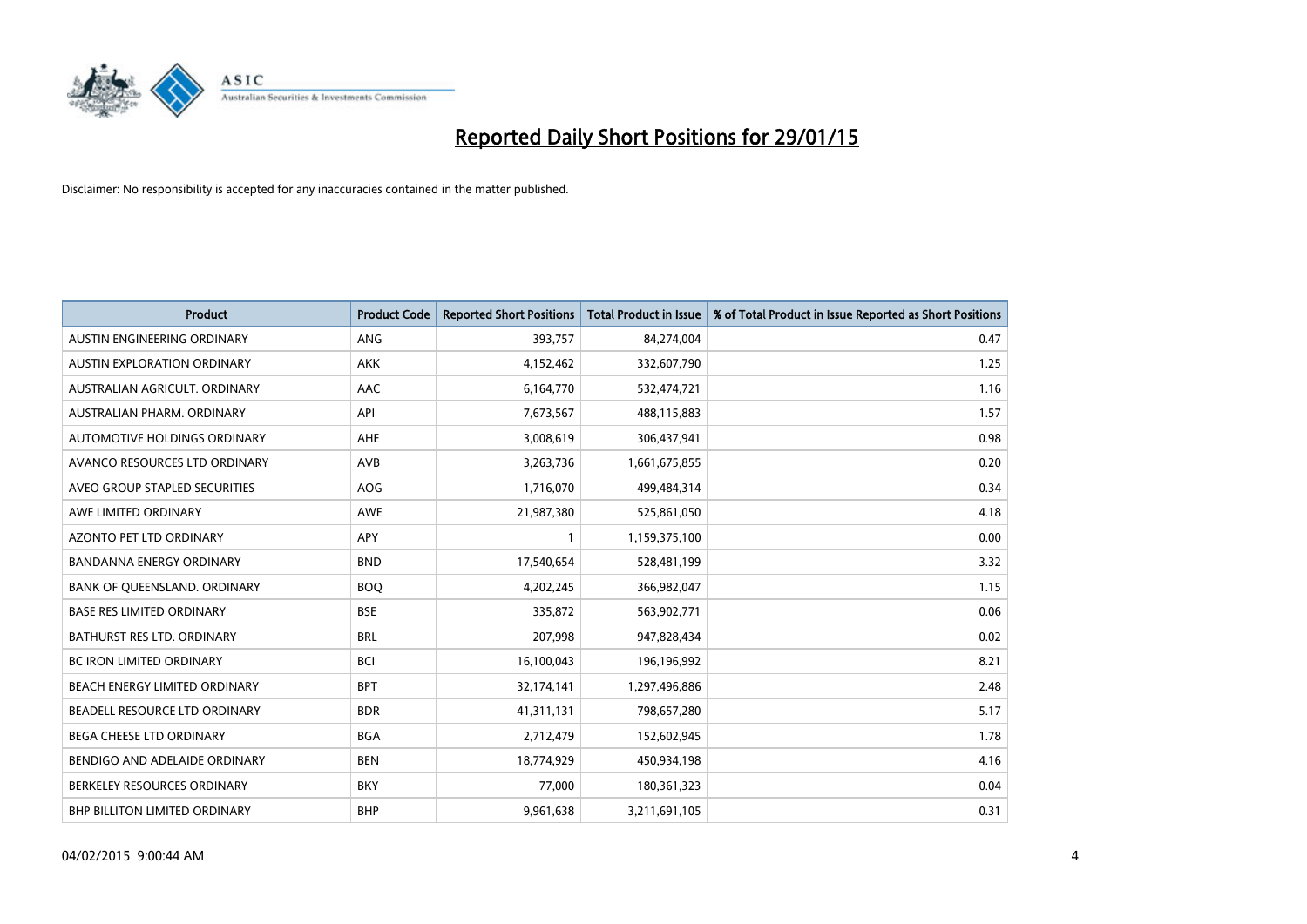# Reported Daily Short Positions for 29/01/15

Disclaimer: No responsibility is accepted for any inaccuracies contained in the matter published.

| Product | Product Code | Reported Short Positions | Total Product in Issue | % of Total Product in Issue Reported as Short Positions |
|---|---|---|---|---|
| AUSTIN ENGINEERING ORDINARY | ANG | 393,757 | 84,274,004 | 0.47 |
| AUSTIN EXPLORATION ORDINARY | AKK | 4,152,462 | 332,607,790 | 1.25 |
| AUSTRALIAN AGRICULT. ORDINARY | AAC | 6,164,770 | 532,474,721 | 1.16 |
| AUSTRALIAN PHARM. ORDINARY | API | 7,673,567 | 488,115,883 | 1.57 |
| AUTOMOTIVE HOLDINGS ORDINARY | AHE | 3,008,619 | 306,437,941 | 0.98 |
| AVANCO RESOURCES LTD ORDINARY | AVB | 3,263,736 | 1,661,675,855 | 0.20 |
| AVEO GROUP STAPLED SECURITIES | AOG | 1,716,070 | 499,484,314 | 0.34 |
| AWE LIMITED ORDINARY | AWE | 21,987,380 | 525,861,050 | 4.18 |
| AZONTO PET LTD ORDINARY | APY | 1 | 1,159,375,100 | 0.00 |
| BANDANNA ENERGY ORDINARY | BND | 17,540,654 | 528,481,199 | 3.32 |
| BANK OF QUEENSLAND. ORDINARY | BOQ | 4,202,245 | 366,982,047 | 1.15 |
| BASE RES LIMITED ORDINARY | BSE | 335,872 | 563,902,771 | 0.06 |
| BATHURST RES LTD. ORDINARY | BRL | 207,998 | 947,828,434 | 0.02 |
| BC IRON LIMITED ORDINARY | BCI | 16,100,043 | 196,196,992 | 8.21 |
| BEACH ENERGY LIMITED ORDINARY | BPT | 32,174,141 | 1,297,496,886 | 2.48 |
| BEADELL RESOURCE LTD ORDINARY | BDR | 41,311,131 | 798,657,280 | 5.17 |
| BEGA CHEESE LTD ORDINARY | BGA | 2,712,479 | 152,602,945 | 1.78 |
| BENDIGO AND ADELAIDE ORDINARY | BEN | 18,774,929 | 450,934,198 | 4.16 |
| BERKELEY RESOURCES ORDINARY | BKY | 77,000 | 180,361,323 | 0.04 |
| BHP BILLITON LIMITED ORDINARY | BHP | 9,961,638 | 3,211,691,105 | 0.31 |

04/02/2015 9:00:44 AM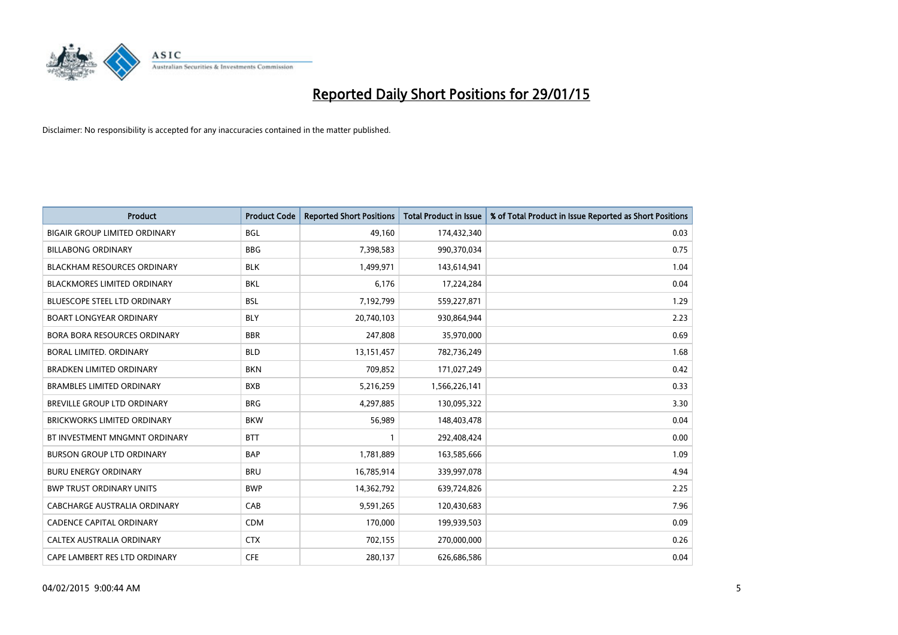# Reported Daily Short Positions for 29/01/15

Disclaimer: No responsibility is accepted for any inaccuracies contained in the matter published.

| Product | Product Code | Reported Short Positions | Total Product in Issue | % of Total Product in Issue Reported as Short Positions |
|---|---|---|---|---|
| BIGAIR GROUP LIMITED ORDINARY | BGL | 49,160 | 174,432,340 | 0.03 |
| BILLABONG ORDINARY | BBG | 7,398,583 | 990,370,034 | 0.75 |
| BLACKHAM RESOURCES ORDINARY | BLK | 1,499,971 | 143,614,941 | 1.04 |
| BLACKMORES LIMITED ORDINARY | BKL | 6,176 | 17,224,284 | 0.04 |
| BLUESCOPE STEEL LTD ORDINARY | BSL | 7,192,799 | 559,227,871 | 1.29 |
| BOART LONGYEAR ORDINARY | BLY | 20,740,103 | 930,864,944 | 2.23 |
| BORA BORA RESOURCES ORDINARY | BBR | 247,808 | 35,970,000 | 0.69 |
| BORAL LIMITED. ORDINARY | BLD | 13,151,457 | 782,736,249 | 1.68 |
| BRADKEN LIMITED ORDINARY | BKN | 709,852 | 171,027,249 | 0.42 |
| BRAMBLES LIMITED ORDINARY | BXB | 5,216,259 | 1,566,226,141 | 0.33 |
| BREVILLE GROUP LTD ORDINARY | BRG | 4,297,885 | 130,095,322 | 3.30 |
| BRICKWORKS LIMITED ORDINARY | BKW | 56,989 | 148,403,478 | 0.04 |
| BT INVESTMENT MNGMNT ORDINARY | BTT | 1 | 292,408,424 | 0.00 |
| BURSON GROUP LTD ORDINARY | BAP | 1,781,889 | 163,585,666 | 1.09 |
| BURU ENERGY ORDINARY | BRU | 16,785,914 | 339,997,078 | 4.94 |
| BWP TRUST ORDINARY UNITS | BWP | 14,362,792 | 639,724,826 | 2.25 |
| CABCHARGE AUSTRALIA ORDINARY | CAB | 9,591,265 | 120,430,683 | 7.96 |
| CADENCE CAPITAL ORDINARY | CDM | 170,000 | 199,939,503 | 0.09 |
| CALTEX AUSTRALIA ORDINARY | CTX | 702,155 | 270,000,000 | 0.26 |
| CAPE LAMBERT RES LTD ORDINARY | CFE | 280,137 | 626,686,586 | 0.04 |

04/02/2015 9:00:44 AM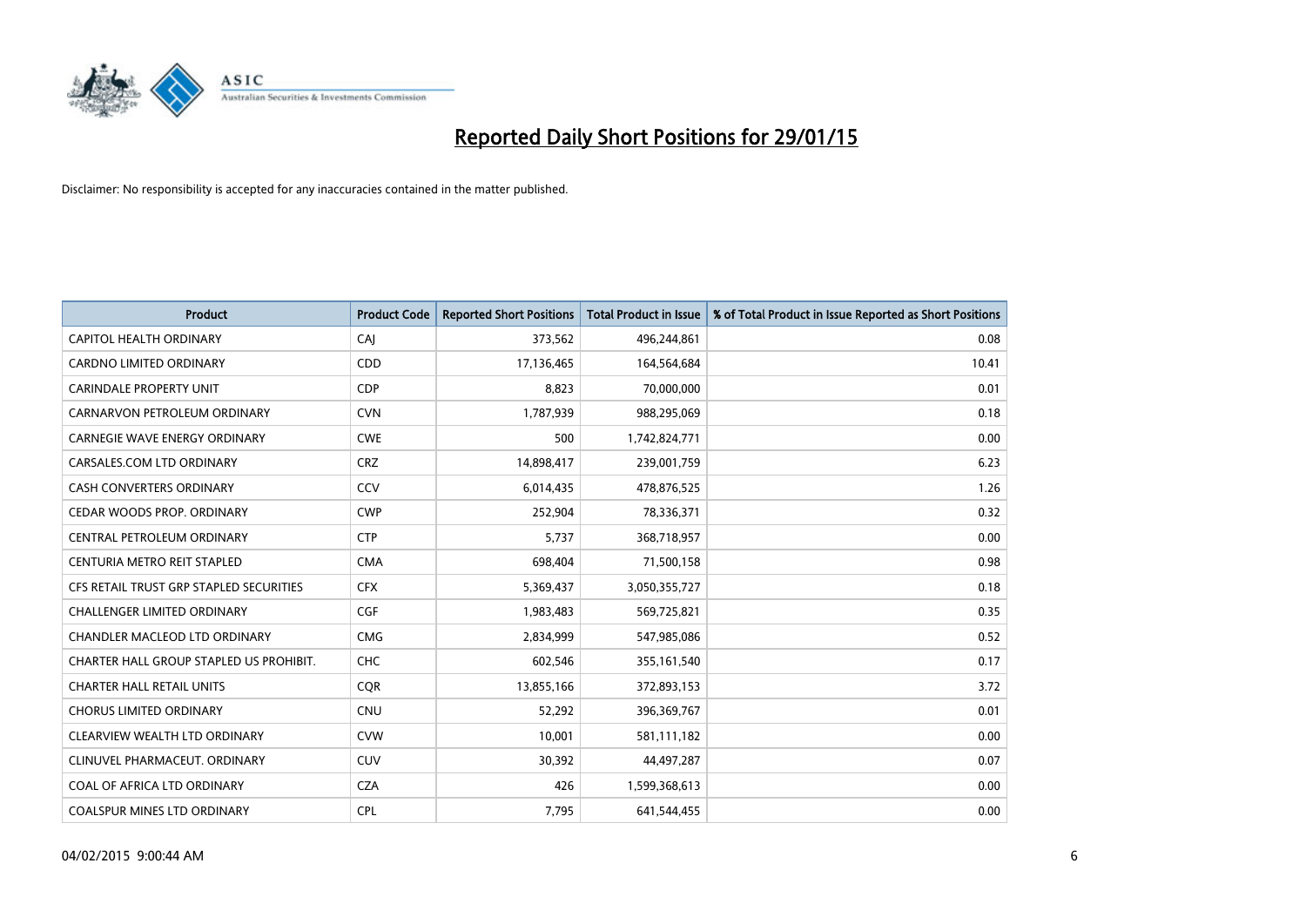# Reported Daily Short Positions for 29/01/15

Disclaimer: No responsibility is accepted for any inaccuracies contained in the matter published.

| Product | Product Code | Reported Short Positions | Total Product in Issue | % of Total Product in Issue Reported as Short Positions |
|---|---|---|---|---|
| CAPITOL HEALTH ORDINARY | CAJ | 373,562 | 496,244,861 | 0.08 |
| CARDNO LIMITED ORDINARY | CDD | 17,136,465 | 164,564,684 | 10.41 |
| CARINDALE PROPERTY UNIT | CDP | 8,823 | 70,000,000 | 0.01 |
| CARNARVON PETROLEUM ORDINARY | CVN | 1,787,939 | 988,295,069 | 0.18 |
| CARNEGIE WAVE ENERGY ORDINARY | CWE | 500 | 1,742,824,771 | 0.00 |
| CARSALES.COM LTD ORDINARY | CRZ | 14,898,417 | 239,001,759 | 6.23 |
| CASH CONVERTERS ORDINARY | CCV | 6,014,435 | 478,876,525 | 1.26 |
| CEDAR WOODS PROP. ORDINARY | CWP | 252,904 | 78,336,371 | 0.32 |
| CENTRAL PETROLEUM ORDINARY | CTP | 5,737 | 368,718,957 | 0.00 |
| CENTURIA METRO REIT STAPLED | CMA | 698,404 | 71,500,158 | 0.98 |
| CFS RETAIL TRUST GRP STAPLED SECURITIES | CFX | 5,369,437 | 3,050,355,727 | 0.18 |
| CHALLENGER LIMITED ORDINARY | CGF | 1,983,483 | 569,725,821 | 0.35 |
| CHANDLER MACLEOD LTD ORDINARY | CMG | 2,834,999 | 547,985,086 | 0.52 |
| CHARTER HALL GROUP STAPLED US PROHIBIT. | CHC | 602,546 | 355,161,540 | 0.17 |
| CHARTER HALL RETAIL UNITS | CQR | 13,855,166 | 372,893,153 | 3.72 |
| CHORUS LIMITED ORDINARY | CNU | 52,292 | 396,369,767 | 0.01 |
| CLEARVIEW WEALTH LTD ORDINARY | CVW | 10,001 | 581,111,182 | 0.00 |
| CLINUVEL PHARMACEUT. ORDINARY | CUV | 30,392 | 44,497,287 | 0.07 |
| COAL OF AFRICA LTD ORDINARY | CZA | 426 | 1,599,368,613 | 0.00 |
| COALSPUR MINES LTD ORDINARY | CPL | 7,795 | 641,544,455 | 0.00 |

04/02/2015 9:00:44 AM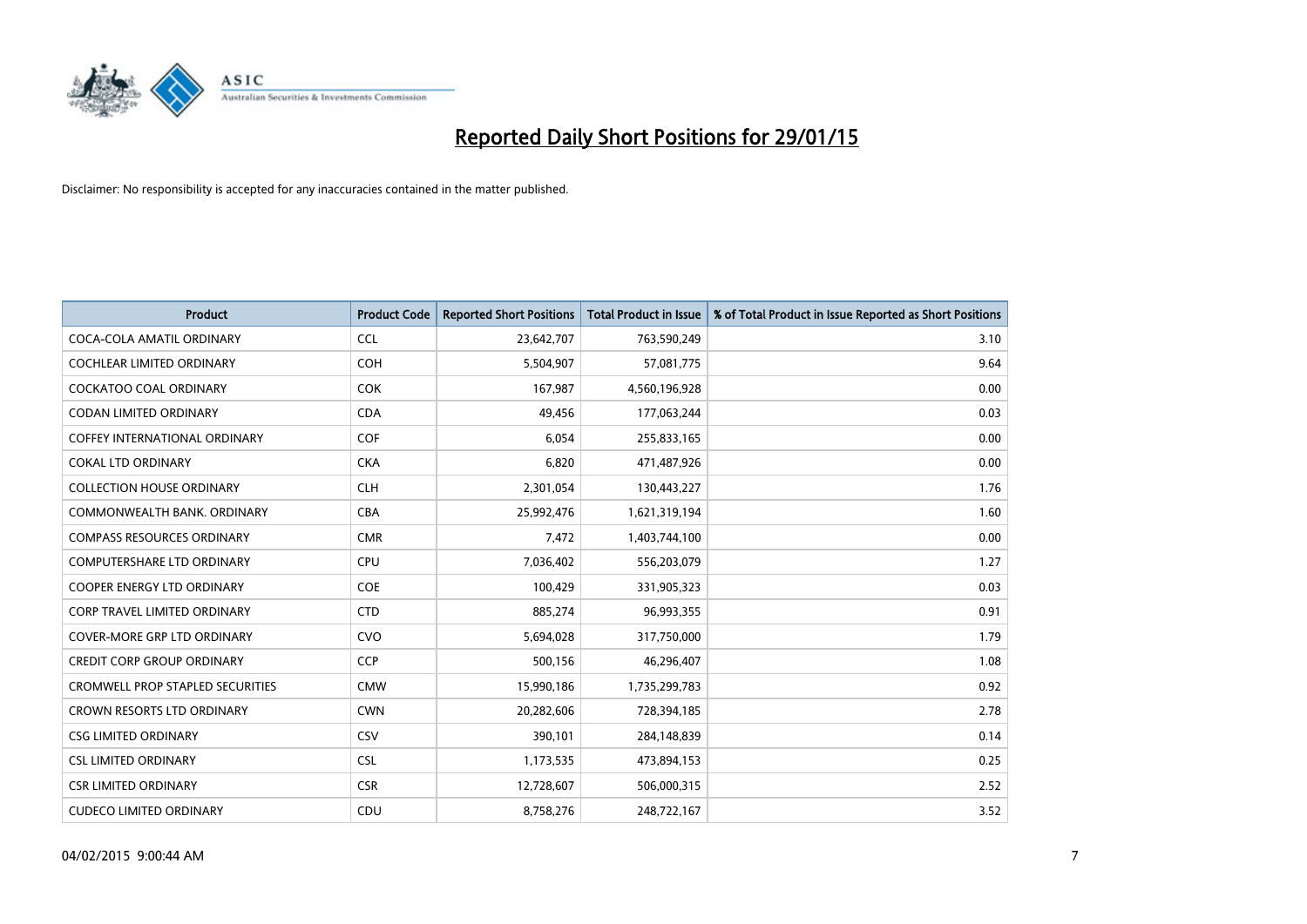# Reported Daily Short Positions for 29/01/15

Disclaimer: No responsibility is accepted for any inaccuracies contained in the matter published.

| Product | Product Code | Reported Short Positions | Total Product in Issue | % of Total Product in Issue Reported as Short Positions |
|---|---|---|---|---|
| COCA-COLA AMATIL ORDINARY | CCL | 23,642,707 | 763,590,249 | 3.10 |
| COCHLEAR LIMITED ORDINARY | COH | 5,504,907 | 57,081,775 | 9.64 |
| COCKATOO COAL ORDINARY | COK | 167,987 | 4,560,196,928 | 0.00 |
| CODAN LIMITED ORDINARY | CDA | 49,456 | 177,063,244 | 0.03 |
| COFFEY INTERNATIONAL ORDINARY | COF | 6,054 | 255,833,165 | 0.00 |
| COKAL LTD ORDINARY | CKA | 6,820 | 471,487,926 | 0.00 |
| COLLECTION HOUSE ORDINARY | CLH | 2,301,054 | 130,443,227 | 1.76 |
| COMMONWEALTH BANK. ORDINARY | CBA | 25,992,476 | 1,621,319,194 | 1.60 |
| COMPASS RESOURCES ORDINARY | CMR | 7,472 | 1,403,744,100 | 0.00 |
| COMPUTERSHARE LTD ORDINARY | CPU | 7,036,402 | 556,203,079 | 1.27 |
| COOPER ENERGY LTD ORDINARY | COE | 100,429 | 331,905,323 | 0.03 |
| CORP TRAVEL LIMITED ORDINARY | CTD | 885,274 | 96,993,355 | 0.91 |
| COVER-MORE GRP LTD ORDINARY | CVO | 5,694,028 | 317,750,000 | 1.79 |
| CREDIT CORP GROUP ORDINARY | CCP | 500,156 | 46,296,407 | 1.08 |
| CROMWELL PROP STAPLED SECURITIES | CMW | 15,990,186 | 1,735,299,783 | 0.92 |
| CROWN RESORTS LTD ORDINARY | CWN | 20,282,606 | 728,394,185 | 2.78 |
| CSG LIMITED ORDINARY | CSV | 390,101 | 284,148,839 | 0.14 |
| CSL LIMITED ORDINARY | CSL | 1,173,535 | 473,894,153 | 0.25 |
| CSR LIMITED ORDINARY | CSR | 12,728,607 | 506,000,315 | 2.52 |
| CUDECO LIMITED ORDINARY | CDU | 8,758,276 | 248,722,167 | 3.52 |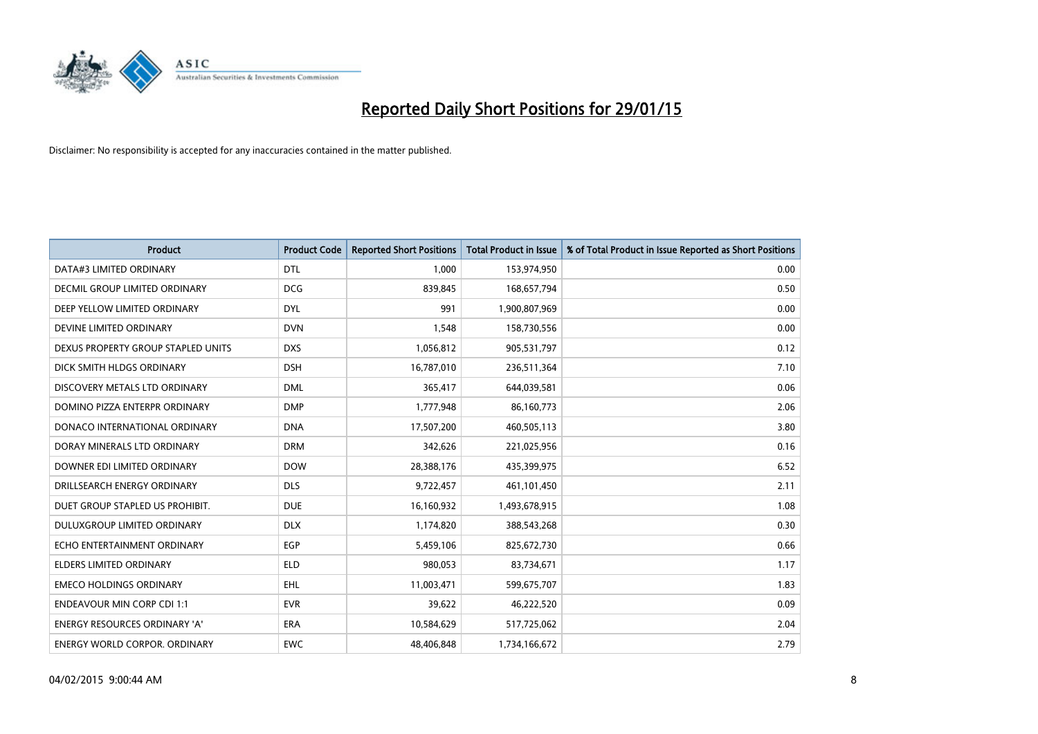# Reported Daily Short Positions for 29/01/15

Disclaimer: No responsibility is accepted for any inaccuracies contained in the matter published.

| Product | Product Code | Reported Short Positions | Total Product in Issue | % of Total Product in Issue Reported as Short Positions |
|---|---|---|---|---|
| DATA#3 LIMITED ORDINARY | DTL | 1,000 | 153,974,950 | 0.00 |
| DECMIL GROUP LIMITED ORDINARY | DCG | 839,845 | 168,657,794 | 0.50 |
| DEEP YELLOW LIMITED ORDINARY | DYL | 991 | 1,900,807,969 | 0.00 |
| DEVINE LIMITED ORDINARY | DVN | 1,548 | 158,730,556 | 0.00 |
| DEXUS PROPERTY GROUP STAPLED UNITS | DXS | 1,056,812 | 905,531,797 | 0.12 |
| DICK SMITH HLDGS ORDINARY | DSH | 16,787,010 | 236,511,364 | 7.10 |
| DISCOVERY METALS LTD ORDINARY | DML | 365,417 | 644,039,581 | 0.06 |
| DOMINO PIZZA ENTERPR ORDINARY | DMP | 1,777,948 | 86,160,773 | 2.06 |
| DONACO INTERNATIONAL ORDINARY | DNA | 17,507,200 | 460,505,113 | 3.80 |
| DORAY MINERALS LTD ORDINARY | DRM | 342,626 | 221,025,956 | 0.16 |
| DOWNER EDI LIMITED ORDINARY | DOW | 28,388,176 | 435,399,975 | 6.52 |
| DRILLSEARCH ENERGY ORDINARY | DLS | 9,722,457 | 461,101,450 | 2.11 |
| DUET GROUP STAPLED US PROHIBIT. | DUE | 16,160,932 | 1,493,678,915 | 1.08 |
| DULUXGROUP LIMITED ORDINARY | DLX | 1,174,820 | 388,543,268 | 0.30 |
| ECHO ENTERTAINMENT ORDINARY | EGP | 5,459,106 | 825,672,730 | 0.66 |
| ELDERS LIMITED ORDINARY | ELD | 980,053 | 83,734,671 | 1.17 |
| EMECO HOLDINGS ORDINARY | EHL | 11,003,471 | 599,675,707 | 1.83 |
| ENDEAVOUR MIN CORP CDI 1:1 | EVR | 39,622 | 46,222,520 | 0.09 |
| ENERGY RESOURCES ORDINARY 'A' | ERA | 10,584,629 | 517,725,062 | 2.04 |
| ENERGY WORLD CORPOR. ORDINARY | EWC | 48,406,848 | 1,734,166,672 | 2.79 |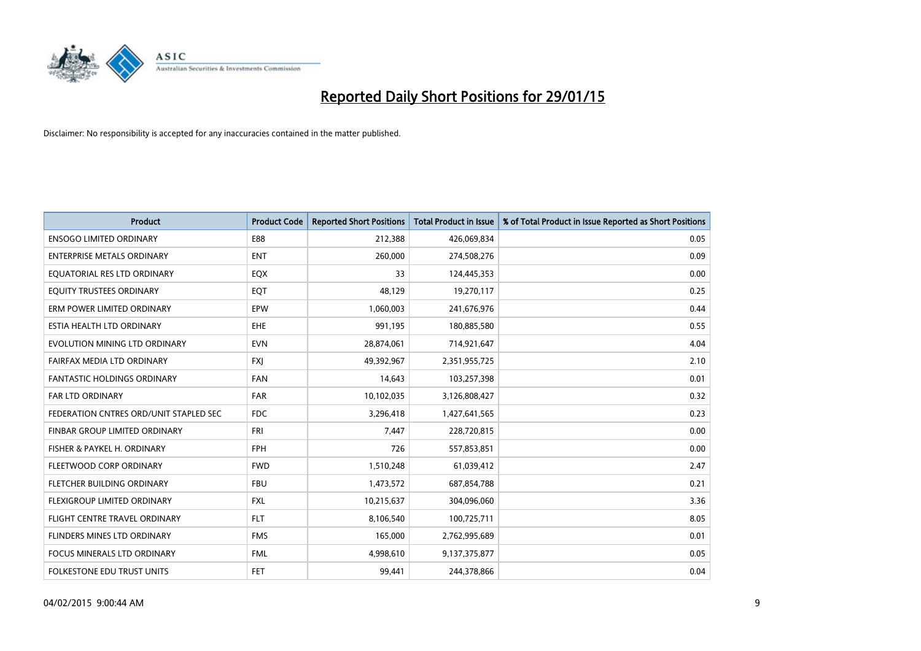# Reported Daily Short Positions for 29/01/15

Disclaimer: No responsibility is accepted for any inaccuracies contained in the matter published.

| Product | Product Code | Reported Short Positions | Total Product in Issue | % of Total Product in Issue Reported as Short Positions |
|---|---|---|---|---|
| ENSOGO LIMITED ORDINARY | E88 | 212,388 | 426,069,834 | 0.05 |
| ENTERPRISE METALS ORDINARY | ENT | 260,000 | 274,508,276 | 0.09 |
| EQUATORIAL RES LTD ORDINARY | EQX | 33 | 124,445,353 | 0.00 |
| EQUITY TRUSTEES ORDINARY | EQT | 48,129 | 19,270,117 | 0.25 |
| ERM POWER LIMITED ORDINARY | EPW | 1,060,003 | 241,676,976 | 0.44 |
| ESTIA HEALTH LTD ORDINARY | EHE | 991,195 | 180,885,580 | 0.55 |
| EVOLUTION MINING LTD ORDINARY | EVN | 28,874,061 | 714,921,647 | 4.04 |
| FAIRFAX MEDIA LTD ORDINARY | FXJ | 49,392,967 | 2,351,955,725 | 2.10 |
| FANTASTIC HOLDINGS ORDINARY | FAN | 14,643 | 103,257,398 | 0.01 |
| FAR LTD ORDINARY | FAR | 10,102,035 | 3,126,808,427 | 0.32 |
| FEDERATION CNTRES ORD/UNIT STAPLED SEC | FDC | 3,296,418 | 1,427,641,565 | 0.23 |
| FINBAR GROUP LIMITED ORDINARY | FRI | 7,447 | 228,720,815 | 0.00 |
| FISHER & PAYKEL H. ORDINARY | FPH | 726 | 557,853,851 | 0.00 |
| FLEETWOOD CORP ORDINARY | FWD | 1,510,248 | 61,039,412 | 2.47 |
| FLETCHER BUILDING ORDINARY | FBU | 1,473,572 | 687,854,788 | 0.21 |
| FLEXIGROUP LIMITED ORDINARY | FXL | 10,215,637 | 304,096,060 | 3.36 |
| FLIGHT CENTRE TRAVEL ORDINARY | FLT | 8,106,540 | 100,725,711 | 8.05 |
| FLINDERS MINES LTD ORDINARY | FMS | 165,000 | 2,762,995,689 | 0.01 |
| FOCUS MINERALS LTD ORDINARY | FML | 4,998,610 | 9,137,375,877 | 0.05 |
| FOLKESTONE EDU TRUST UNITS | FET | 99,441 | 244,378,866 | 0.04 |

04/02/2015 9:00:44 AM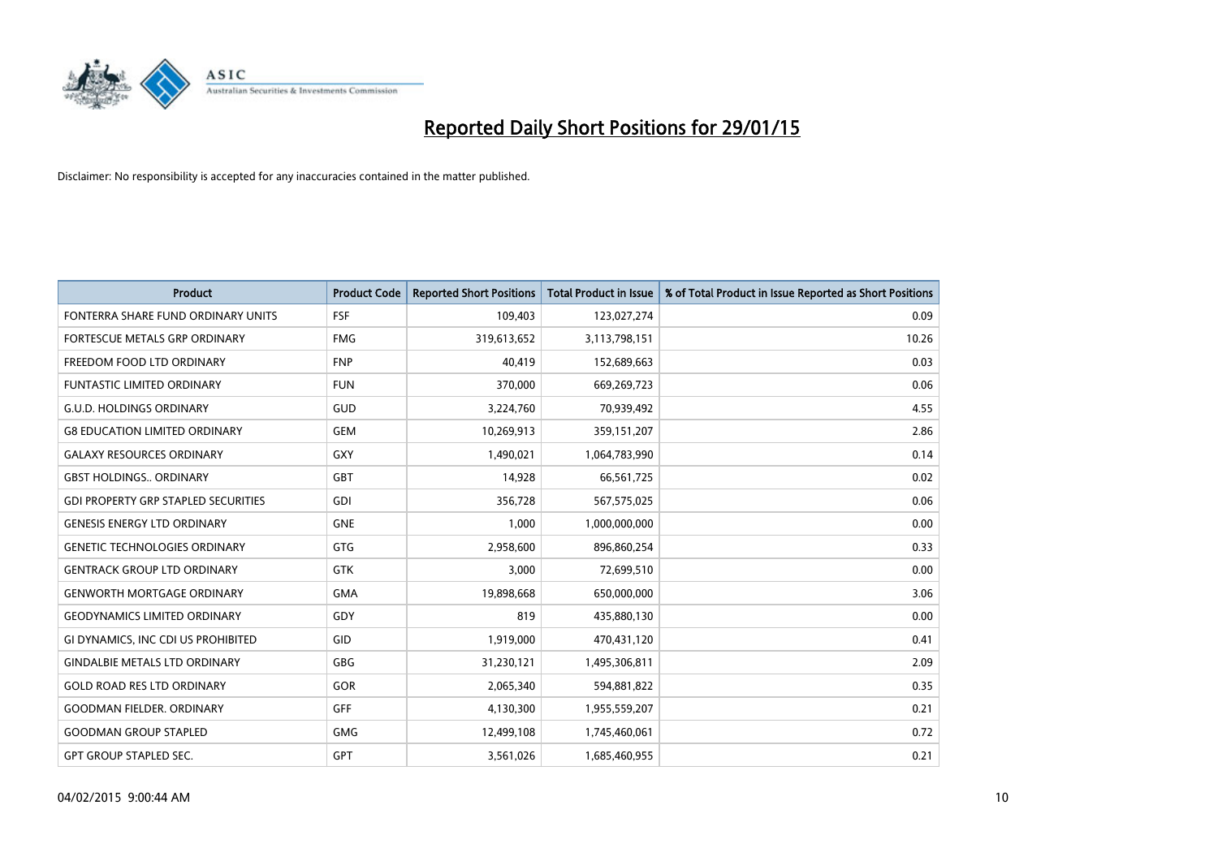# Reported Daily Short Positions for 29/01/15

Disclaimer: No responsibility is accepted for any inaccuracies contained in the matter published.

| Product | Product Code | Reported Short Positions | Total Product in Issue | % of Total Product in Issue Reported as Short Positions |
|---|---|---|---|---|
| FONTERRA SHARE FUND ORDINARY UNITS | FSF | 109,403 | 123,027,274 | 0.09 |
| FORTESCUE METALS GRP ORDINARY | FMG | 319,613,652 | 3,113,798,151 | 10.26 |
| FREEDOM FOOD LTD ORDINARY | FNP | 40,419 | 152,689,663 | 0.03 |
| FUNTASTIC LIMITED ORDINARY | FUN | 370,000 | 669,269,723 | 0.06 |
| G.U.D. HOLDINGS ORDINARY | GUD | 3,224,760 | 70,939,492 | 4.55 |
| G8 EDUCATION LIMITED ORDINARY | GEM | 10,269,913 | 359,151,207 | 2.86 |
| GALAXY RESOURCES ORDINARY | GXY | 1,490,021 | 1,064,783,990 | 0.14 |
| GBST HOLDINGS.. ORDINARY | GBT | 14,928 | 66,561,725 | 0.02 |
| GDI PROPERTY GRP STAPLED SECURITIES | GDI | 356,728 | 567,575,025 | 0.06 |
| GENESIS ENERGY LTD ORDINARY | GNE | 1,000 | 1,000,000,000 | 0.00 |
| GENETIC TECHNOLOGIES ORDINARY | GTG | 2,958,600 | 896,860,254 | 0.33 |
| GENTRACK GROUP LTD ORDINARY | GTK | 3,000 | 72,699,510 | 0.00 |
| GENWORTH MORTGAGE ORDINARY | GMA | 19,898,668 | 650,000,000 | 3.06 |
| GEODYNAMICS LIMITED ORDINARY | GDY | 819 | 435,880,130 | 0.00 |
| GI DYNAMICS, INC CDI US PROHIBITED | GID | 1,919,000 | 470,431,120 | 0.41 |
| GINDALBIE METALS LTD ORDINARY | GBG | 31,230,121 | 1,495,306,811 | 2.09 |
| GOLD ROAD RES LTD ORDINARY | GOR | 2,065,340 | 594,881,822 | 0.35 |
| GOODMAN FIELDER. ORDINARY | GFF | 4,130,300 | 1,955,559,207 | 0.21 |
| GOODMAN GROUP STAPLED | GMG | 12,499,108 | 1,745,460,061 | 0.72 |
| GPT GROUP STAPLED SEC. | GPT | 3,561,026 | 1,685,460,955 | 0.21 |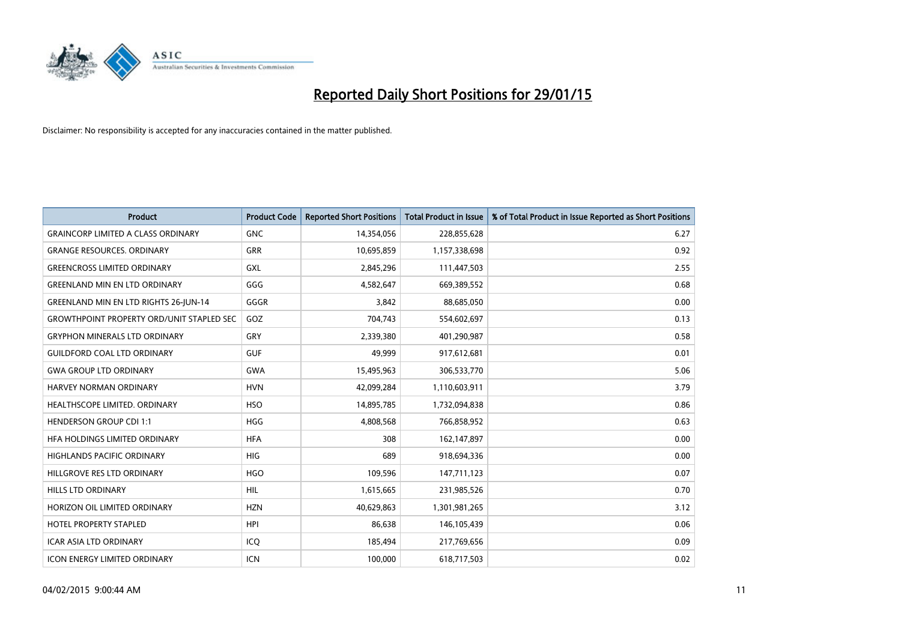# Reported Daily Short Positions for 29/01/15

Disclaimer: No responsibility is accepted for any inaccuracies contained in the matter published.

| Product | Product Code | Reported Short Positions | Total Product in Issue | % of Total Product in Issue Reported as Short Positions |
|---|---|---|---|---|
| GRAINCORP LIMITED A CLASS ORDINARY | GNC | 14,354,056 | 228,855,628 | 6.27 |
| GRANGE RESOURCES. ORDINARY | GRR | 10,695,859 | 1,157,338,698 | 0.92 |
| GREENCROSS LIMITED ORDINARY | GXL | 2,845,296 | 111,447,503 | 2.55 |
| GREENLAND MIN EN LTD ORDINARY | GGG | 4,582,647 | 669,389,552 | 0.68 |
| GREENLAND MIN EN LTD RIGHTS 26-JUN-14 | GGGR | 3,842 | 88,685,050 | 0.00 |
| GROWTHPOINT PROPERTY ORD/UNIT STAPLED SEC | GOZ | 704,743 | 554,602,697 | 0.13 |
| GRYPHON MINERALS LTD ORDINARY | GRY | 2,339,380 | 401,290,987 | 0.58 |
| GUILDFORD COAL LTD ORDINARY | GUF | 49,999 | 917,612,681 | 0.01 |
| GWA GROUP LTD ORDINARY | GWA | 15,495,963 | 306,533,770 | 5.06 |
| HARVEY NORMAN ORDINARY | HVN | 42,099,284 | 1,110,603,911 | 3.79 |
| HEALTHSCOPE LIMITED. ORDINARY | HSO | 14,895,785 | 1,732,094,838 | 0.86 |
| HENDERSON GROUP CDI 1:1 | HGG | 4,808,568 | 766,858,952 | 0.63 |
| HFA HOLDINGS LIMITED ORDINARY | HFA | 308 | 162,147,897 | 0.00 |
| HIGHLANDS PACIFIC ORDINARY | HIG | 689 | 918,694,336 | 0.00 |
| HILLGROVE RES LTD ORDINARY | HGO | 109,596 | 147,711,123 | 0.07 |
| HILLS LTD ORDINARY | HIL | 1,615,665 | 231,985,526 | 0.70 |
| HORIZON OIL LIMITED ORDINARY | HZN | 40,629,863 | 1,301,981,265 | 3.12 |
| HOTEL PROPERTY STAPLED | HPI | 86,638 | 146,105,439 | 0.06 |
| ICAR ASIA LTD ORDINARY | ICQ | 185,494 | 217,769,656 | 0.09 |
| ICON ENERGY LIMITED ORDINARY | ICN | 100,000 | 618,717,503 | 0.02 |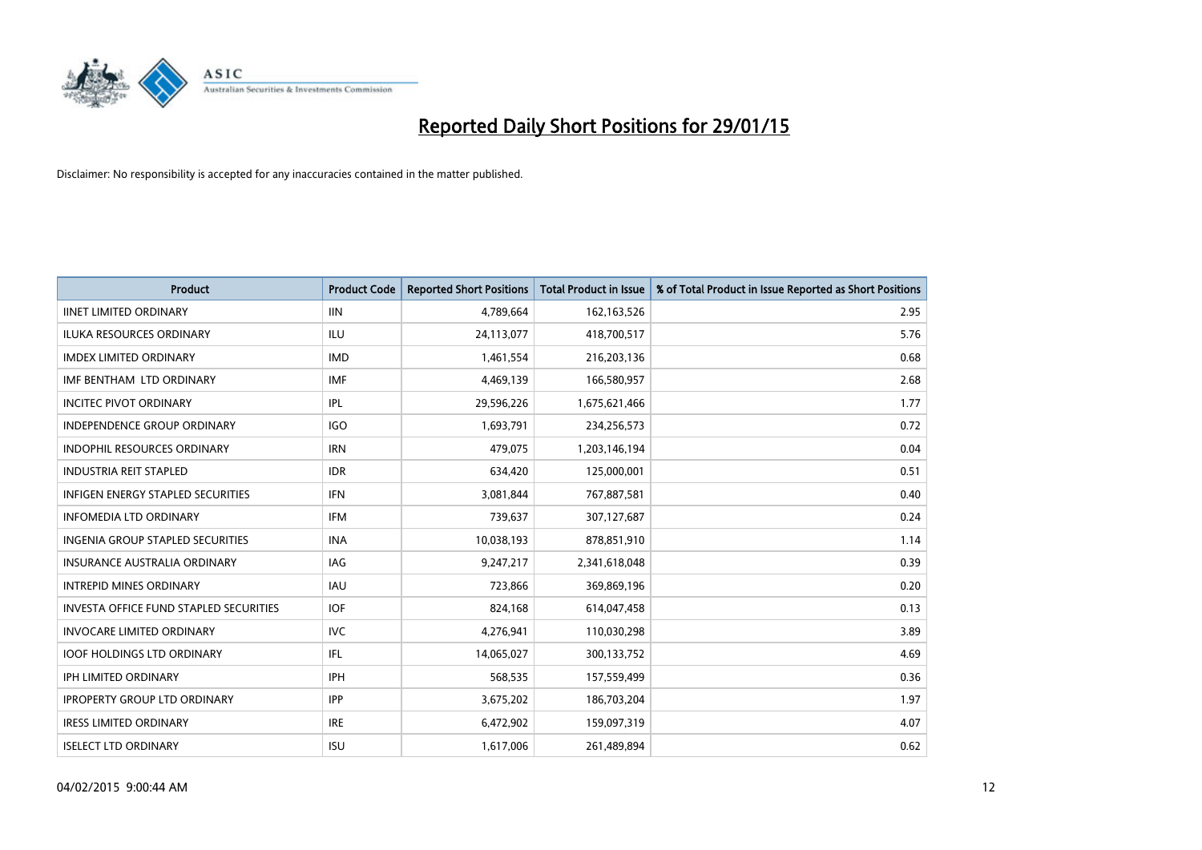# Reported Daily Short Positions for 29/01/15

Disclaimer: No responsibility is accepted for any inaccuracies contained in the matter published.

| Product | Product Code | Reported Short Positions | Total Product in Issue | % of Total Product in Issue Reported as Short Positions |
|---|---|---|---|---|
| IINET LIMITED ORDINARY | IIN | 4,789,664 | 162,163,526 | 2.95 |
| ILUKA RESOURCES ORDINARY | ILU | 24,113,077 | 418,700,517 | 5.76 |
| IMDEX LIMITED ORDINARY | IMD | 1,461,554 | 216,203,136 | 0.68 |
| IMF BENTHAM LTD ORDINARY | IMF | 4,469,139 | 166,580,957 | 2.68 |
| INCITEC PIVOT ORDINARY | IPL | 29,596,226 | 1,675,621,466 | 1.77 |
| INDEPENDENCE GROUP ORDINARY | IGO | 1,693,791 | 234,256,573 | 0.72 |
| INDOPHIL RESOURCES ORDINARY | IRN | 479,075 | 1,203,146,194 | 0.04 |
| INDUSTRIA REIT STAPLED | IDR | 634,420 | 125,000,001 | 0.51 |
| INFIGEN ENERGY STAPLED SECURITIES | IFN | 3,081,844 | 767,887,581 | 0.40 |
| INFOMEDIA LTD ORDINARY | IFM | 739,637 | 307,127,687 | 0.24 |
| INGENIA GROUP STAPLED SECURITIES | INA | 10,038,193 | 878,851,910 | 1.14 |
| INSURANCE AUSTRALIA ORDINARY | IAG | 9,247,217 | 2,341,618,048 | 0.39 |
| INTREPID MINES ORDINARY | IAU | 723,866 | 369,869,196 | 0.20 |
| INVESTA OFFICE FUND STAPLED SECURITIES | IOF | 824,168 | 614,047,458 | 0.13 |
| INVOCARE LIMITED ORDINARY | IVC | 4,276,941 | 110,030,298 | 3.89 |
| IOOF HOLDINGS LTD ORDINARY | IFL | 14,065,027 | 300,133,752 | 4.69 |
| IPH LIMITED ORDINARY | IPH | 568,535 | 157,559,499 | 0.36 |
| IPROPERTY GROUP LTD ORDINARY | IPP | 3,675,202 | 186,703,204 | 1.97 |
| IRESS LIMITED ORDINARY | IRE | 6,472,902 | 159,097,319 | 4.07 |
| ISELECT LTD ORDINARY | ISU | 1,617,006 | 261,489,894 | 0.62 |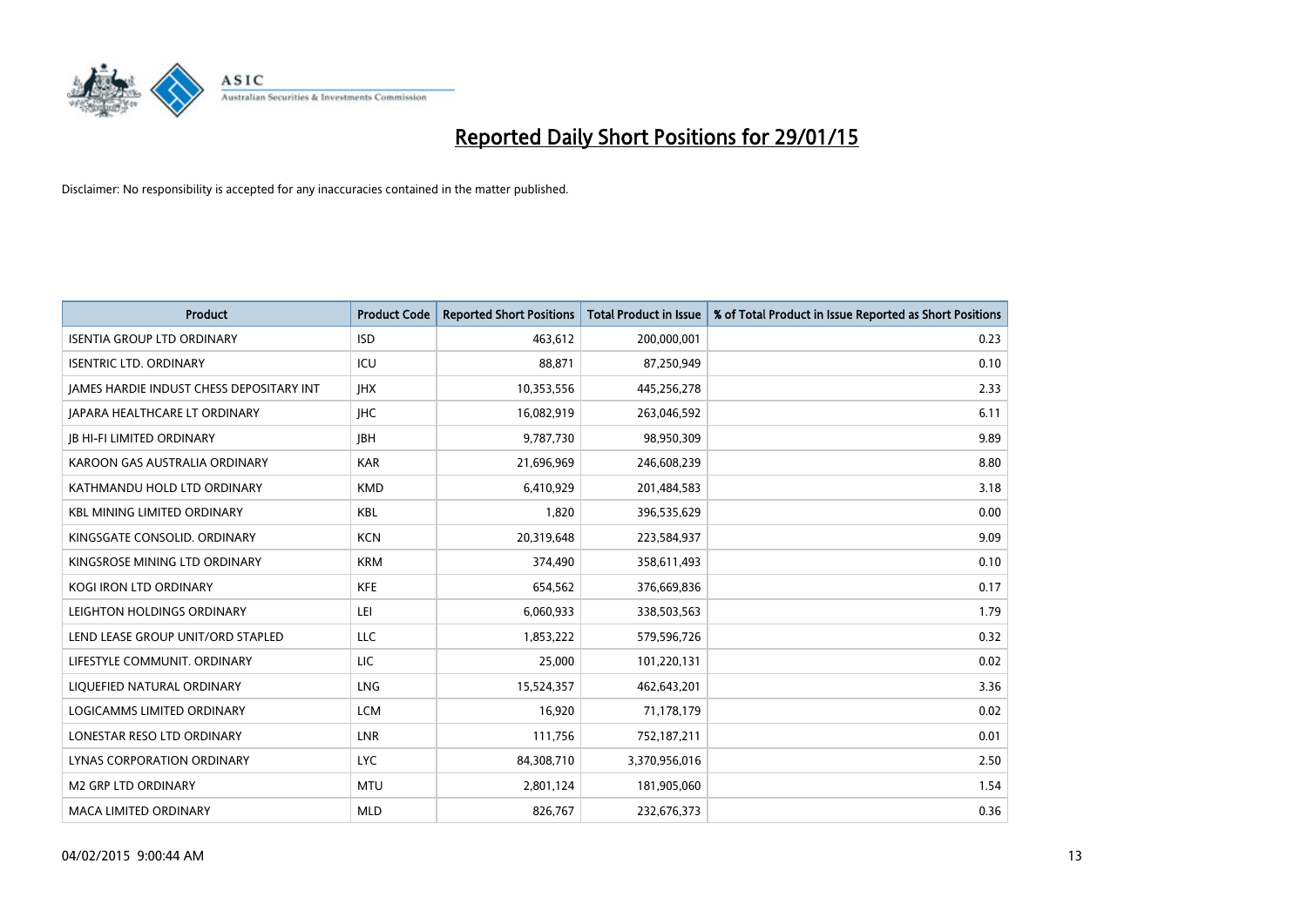# Reported Daily Short Positions for 29/01/15

Disclaimer: No responsibility is accepted for any inaccuracies contained in the matter published.

| Product | Product Code | Reported Short Positions | Total Product in Issue | % of Total Product in Issue Reported as Short Positions |
|---|---|---|---|---|
| ISENTIA GROUP LTD ORDINARY | ISD | 463,612 | 200,000,001 | 0.23 |
| ISENTRIC LTD. ORDINARY | ICU | 88,871 | 87,250,949 | 0.10 |
| JAMES HARDIE INDUST CHESS DEPOSITARY INT | JHX | 10,353,556 | 445,256,278 | 2.33 |
| JAPARA HEALTHCARE LT ORDINARY | JHC | 16,082,919 | 263,046,592 | 6.11 |
| JB HI-FI LIMITED ORDINARY | JBH | 9,787,730 | 98,950,309 | 9.89 |
| KAROON GAS AUSTRALIA ORDINARY | KAR | 21,696,969 | 246,608,239 | 8.80 |
| KATHMANDU HOLD LTD ORDINARY | KMD | 6,410,929 | 201,484,583 | 3.18 |
| KBL MINING LIMITED ORDINARY | KBL | 1,820 | 396,535,629 | 0.00 |
| KINGSGATE CONSOLID. ORDINARY | KCN | 20,319,648 | 223,584,937 | 9.09 |
| KINGSROSE MINING LTD ORDINARY | KRM | 374,490 | 358,611,493 | 0.10 |
| KOGI IRON LTD ORDINARY | KFE | 654,562 | 376,669,836 | 0.17 |
| LEIGHTON HOLDINGS ORDINARY | LEI | 6,060,933 | 338,503,563 | 1.79 |
| LEND LEASE GROUP UNIT/ORD STAPLED | LLC | 1,853,222 | 579,596,726 | 0.32 |
| LIFESTYLE COMMUNIT. ORDINARY | LIC | 25,000 | 101,220,131 | 0.02 |
| LIQUEFIED NATURAL ORDINARY | LNG | 15,524,357 | 462,643,201 | 3.36 |
| LOGICAMMS LIMITED ORDINARY | LCM | 16,920 | 71,178,179 | 0.02 |
| LONESTAR RESO LTD ORDINARY | LNR | 111,756 | 752,187,211 | 0.01 |
| LYNAS CORPORATION ORDINARY | LYC | 84,308,710 | 3,370,956,016 | 2.50 |
| M2 GRP LTD ORDINARY | MTU | 2,801,124 | 181,905,060 | 1.54 |
| MACA LIMITED ORDINARY | MLD | 826,767 | 232,676,373 | 0.36 |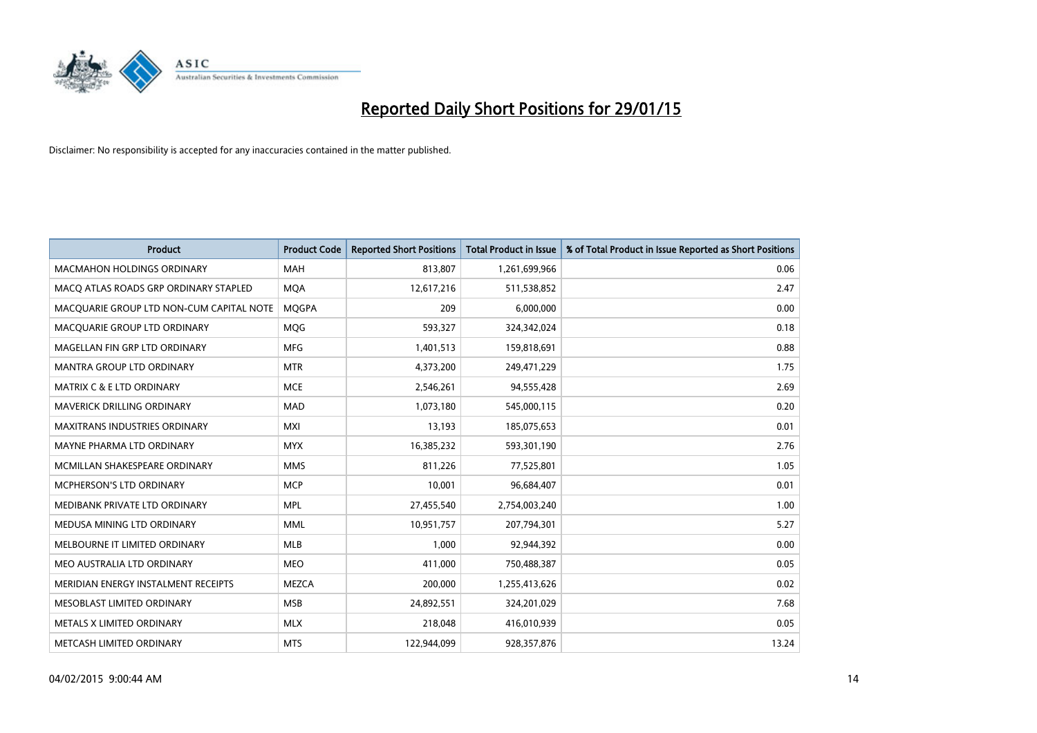# Reported Daily Short Positions for 29/01/15

Disclaimer: No responsibility is accepted for any inaccuracies contained in the matter published.

| Product | Product Code | Reported Short Positions | Total Product in Issue | % of Total Product in Issue Reported as Short Positions |
|---|---|---|---|---|
| MACMAHON HOLDINGS ORDINARY | MAH | 813,807 | 1,261,699,966 | 0.06 |
| MACQ ATLAS ROADS GRP ORDINARY STAPLED | MQA | 12,617,216 | 511,538,852 | 2.47 |
| MACQUARIE GROUP LTD NON-CUM CAPITAL NOTE | MQGPA | 209 | 6,000,000 | 0.00 |
| MACQUARIE GROUP LTD ORDINARY | MQG | 593,327 | 324,342,024 | 0.18 |
| MAGELLAN FIN GRP LTD ORDINARY | MFG | 1,401,513 | 159,818,691 | 0.88 |
| MANTRA GROUP LTD ORDINARY | MTR | 4,373,200 | 249,471,229 | 1.75 |
| MATRIX C & E LTD ORDINARY | MCE | 2,546,261 | 94,555,428 | 2.69 |
| MAVERICK DRILLING ORDINARY | MAD | 1,073,180 | 545,000,115 | 0.20 |
| MAXITRANS INDUSTRIES ORDINARY | MXI | 13,193 | 185,075,653 | 0.01 |
| MAYNE PHARMA LTD ORDINARY | MYX | 16,385,232 | 593,301,190 | 2.76 |
| MCMILLAN SHAKESPEARE ORDINARY | MMS | 811,226 | 77,525,801 | 1.05 |
| MCPHERSON'S LTD ORDINARY | MCP | 10,001 | 96,684,407 | 0.01 |
| MEDIBANK PRIVATE LTD ORDINARY | MPL | 27,455,540 | 2,754,003,240 | 1.00 |
| MEDUSA MINING LTD ORDINARY | MML | 10,951,757 | 207,794,301 | 5.27 |
| MELBOURNE IT LIMITED ORDINARY | MLB | 1,000 | 92,944,392 | 0.00 |
| MEO AUSTRALIA LTD ORDINARY | MEO | 411,000 | 750,488,387 | 0.05 |
| MERIDIAN ENERGY INSTALMENT RECEIPTS | MEZCA | 200,000 | 1,255,413,626 | 0.02 |
| MESOBLAST LIMITED ORDINARY | MSB | 24,892,551 | 324,201,029 | 7.68 |
| METALS X LIMITED ORDINARY | MLX | 218,048 | 416,010,939 | 0.05 |
| METCASH LIMITED ORDINARY | MTS | 122,944,099 | 928,357,876 | 13.24 |

04/02/2015 9:00:44 AM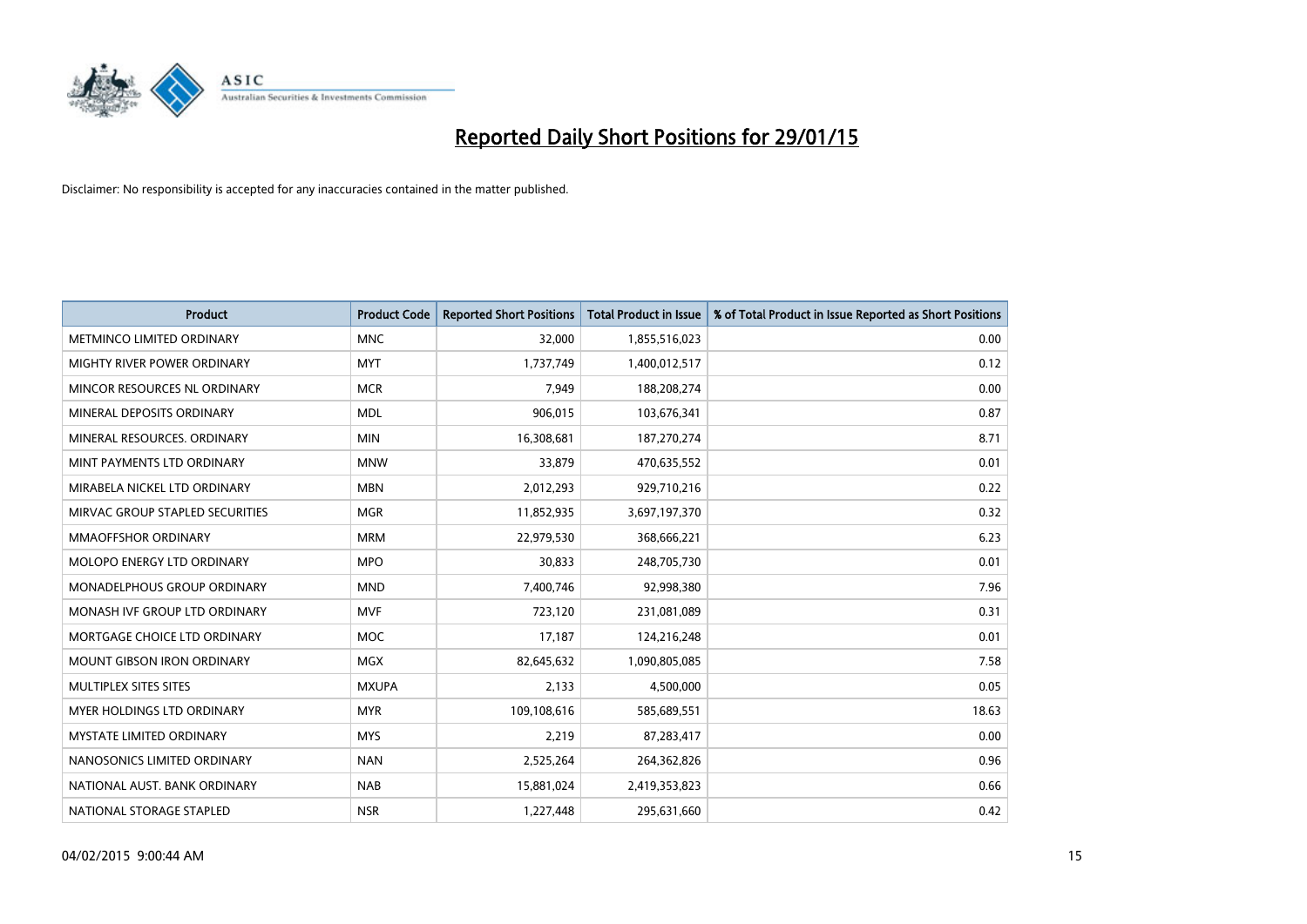# Reported Daily Short Positions for 29/01/15

Disclaimer: No responsibility is accepted for any inaccuracies contained in the matter published.

| Product | Product Code | Reported Short Positions | Total Product in Issue | % of Total Product in Issue Reported as Short Positions |
|---|---|---|---|---|
| METMINCO LIMITED ORDINARY | MNC | 32,000 | 1,855,516,023 | 0.00 |
| MIGHTY RIVER POWER ORDINARY | MYT | 1,737,749 | 1,400,012,517 | 0.12 |
| MINCOR RESOURCES NL ORDINARY | MCR | 7,949 | 188,208,274 | 0.00 |
| MINERAL DEPOSITS ORDINARY | MDL | 906,015 | 103,676,341 | 0.87 |
| MINERAL RESOURCES. ORDINARY | MIN | 16,308,681 | 187,270,274 | 8.71 |
| MINT PAYMENTS LTD ORDINARY | MNW | 33,879 | 470,635,552 | 0.01 |
| MIRABELA NICKEL LTD ORDINARY | MBN | 2,012,293 | 929,710,216 | 0.22 |
| MIRVAC GROUP STAPLED SECURITIES | MGR | 11,852,935 | 3,697,197,370 | 0.32 |
| MMAOFFSHOR ORDINARY | MRM | 22,979,530 | 368,666,221 | 6.23 |
| MOLOPO ENERGY LTD ORDINARY | MPO | 30,833 | 248,705,730 | 0.01 |
| MONADELPHOUS GROUP ORDINARY | MND | 7,400,746 | 92,998,380 | 7.96 |
| MONASH IVF GROUP LTD ORDINARY | MVF | 723,120 | 231,081,089 | 0.31 |
| MORTGAGE CHOICE LTD ORDINARY | MOC | 17,187 | 124,216,248 | 0.01 |
| MOUNT GIBSON IRON ORDINARY | MGX | 82,645,632 | 1,090,805,085 | 7.58 |
| MULTIPLEX SITES SITES | MXUPA | 2,133 | 4,500,000 | 0.05 |
| MYER HOLDINGS LTD ORDINARY | MYR | 109,108,616 | 585,689,551 | 18.63 |
| MYSTATE LIMITED ORDINARY | MYS | 2,219 | 87,283,417 | 0.00 |
| NANOSONICS LIMITED ORDINARY | NAN | 2,525,264 | 264,362,826 | 0.96 |
| NATIONAL AUST. BANK ORDINARY | NAB | 15,881,024 | 2,419,353,823 | 0.66 |
| NATIONAL STORAGE STAPLED | NSR | 1,227,448 | 295,631,660 | 0.42 |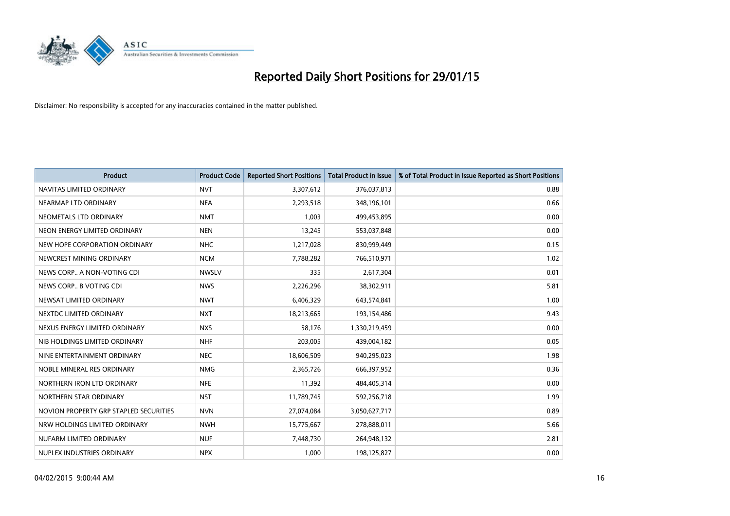# Reported Daily Short Positions for 29/01/15

Disclaimer: No responsibility is accepted for any inaccuracies contained in the matter published.

| Product | Product Code | Reported Short Positions | Total Product in Issue | % of Total Product in Issue Reported as Short Positions |
|---|---|---|---|---|
| NAVITAS LIMITED ORDINARY | NVT | 3,307,612 | 376,037,813 | 0.88 |
| NEARMAP LTD ORDINARY | NEA | 2,293,518 | 348,196,101 | 0.66 |
| NEOMETALS LTD ORDINARY | NMT | 1,003 | 499,453,895 | 0.00 |
| NEON ENERGY LIMITED ORDINARY | NEN | 13,245 | 553,037,848 | 0.00 |
| NEW HOPE CORPORATION ORDINARY | NHC | 1,217,028 | 830,999,449 | 0.15 |
| NEWCREST MINING ORDINARY | NCM | 7,788,282 | 766,510,971 | 1.02 |
| NEWS CORP.. A NON-VOTING CDI | NWSLV | 335 | 2,617,304 | 0.01 |
| NEWS CORP.. B VOTING CDI | NWS | 2,226,296 | 38,302,911 | 5.81 |
| NEWSAT LIMITED ORDINARY | NWT | 6,406,329 | 643,574,841 | 1.00 |
| NEXTDC LIMITED ORDINARY | NXT | 18,213,665 | 193,154,486 | 9.43 |
| NEXUS ENERGY LIMITED ORDINARY | NXS | 58,176 | 1,330,219,459 | 0.00 |
| NIB HOLDINGS LIMITED ORDINARY | NHF | 203,005 | 439,004,182 | 0.05 |
| NINE ENTERTAINMENT ORDINARY | NEC | 18,606,509 | 940,295,023 | 1.98 |
| NOBLE MINERAL RES ORDINARY | NMG | 2,365,726 | 666,397,952 | 0.36 |
| NORTHERN IRON LTD ORDINARY | NFE | 11,392 | 484,405,314 | 0.00 |
| NORTHERN STAR ORDINARY | NST | 11,789,745 | 592,256,718 | 1.99 |
| NOVION PROPERTY GRP STAPLED SECURITIES | NVN | 27,074,084 | 3,050,627,717 | 0.89 |
| NRW HOLDINGS LIMITED ORDINARY | NWH | 15,775,667 | 278,888,011 | 5.66 |
| NUFARM LIMITED ORDINARY | NUF | 7,448,730 | 264,948,132 | 2.81 |
| NUPLEX INDUSTRIES ORDINARY | NPX | 1,000 | 198,125,827 | 0.00 |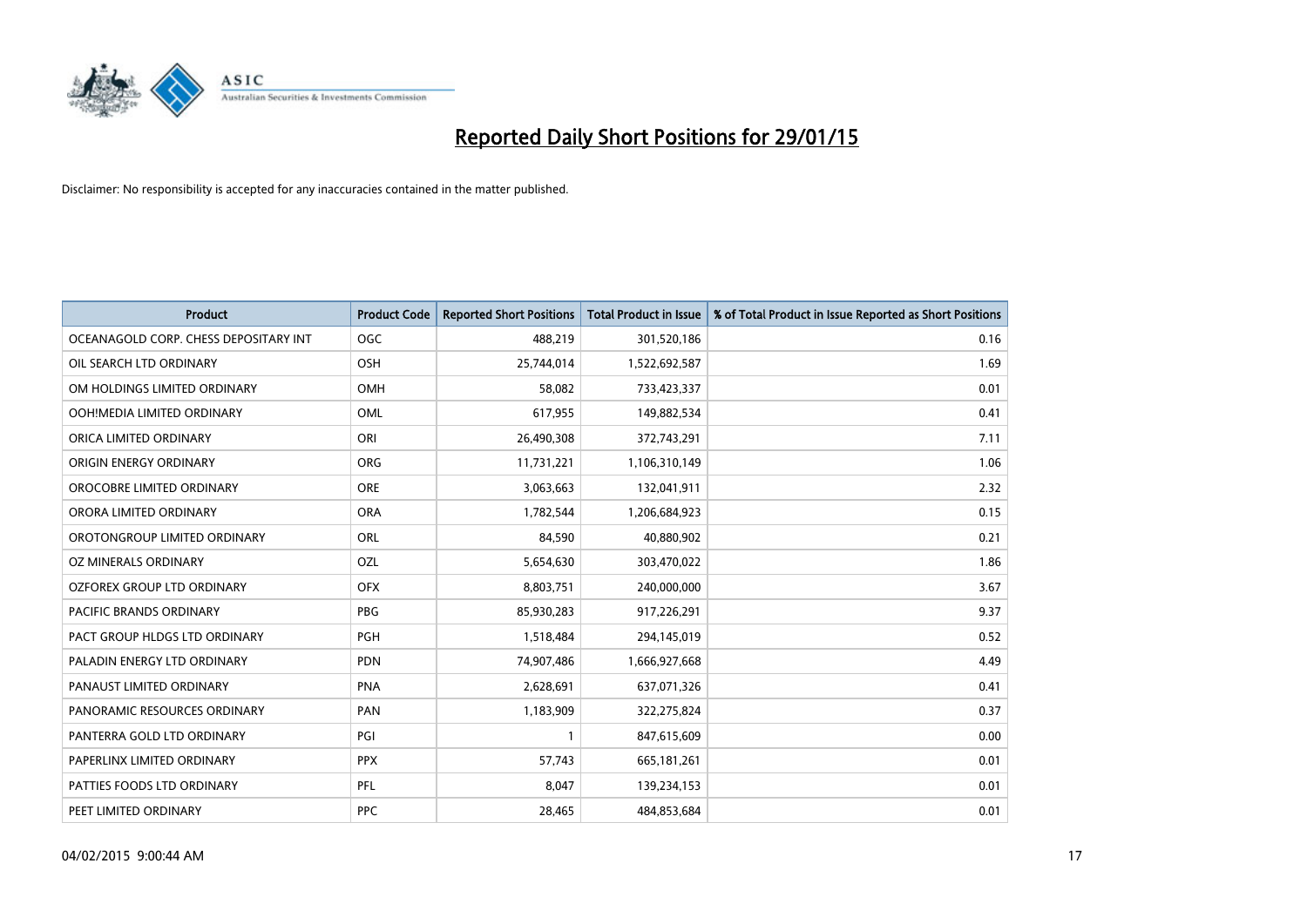# Reported Daily Short Positions for 29/01/15

Disclaimer: No responsibility is accepted for any inaccuracies contained in the matter published.

| Product | Product Code | Reported Short Positions | Total Product in Issue | % of Total Product in Issue Reported as Short Positions |
|---|---|---|---|---|
| OCEANAGOLD CORP. CHESS DEPOSITARY INT | OGC | 488,219 | 301,520,186 | 0.16 |
| OIL SEARCH LTD ORDINARY | OSH | 25,744,014 | 1,522,692,587 | 1.69 |
| OM HOLDINGS LIMITED ORDINARY | OMH | 58,082 | 733,423,337 | 0.01 |
| OOH!MEDIA LIMITED ORDINARY | OML | 617,955 | 149,882,534 | 0.41 |
| ORICA LIMITED ORDINARY | ORI | 26,490,308 | 372,743,291 | 7.11 |
| ORIGIN ENERGY ORDINARY | ORG | 11,731,221 | 1,106,310,149 | 1.06 |
| OROCOBRE LIMITED ORDINARY | ORE | 3,063,663 | 132,041,911 | 2.32 |
| ORORA LIMITED ORDINARY | ORA | 1,782,544 | 1,206,684,923 | 0.15 |
| OROTONGROUP LIMITED ORDINARY | ORL | 84,590 | 40,880,902 | 0.21 |
| OZ MINERALS ORDINARY | OZL | 5,654,630 | 303,470,022 | 1.86 |
| OZFOREX GROUP LTD ORDINARY | OFX | 8,803,751 | 240,000,000 | 3.67 |
| PACIFIC BRANDS ORDINARY | PBG | 85,930,283 | 917,226,291 | 9.37 |
| PACT GROUP HLDGS LTD ORDINARY | PGH | 1,518,484 | 294,145,019 | 0.52 |
| PALADIN ENERGY LTD ORDINARY | PDN | 74,907,486 | 1,666,927,668 | 4.49 |
| PANAUST LIMITED ORDINARY | PNA | 2,628,691 | 637,071,326 | 0.41 |
| PANORAMIC RESOURCES ORDINARY | PAN | 1,183,909 | 322,275,824 | 0.37 |
| PANTERRA GOLD LTD ORDINARY | PGI | 1 | 847,615,609 | 0.00 |
| PAPERLINX LIMITED ORDINARY | PPX | 57,743 | 665,181,261 | 0.01 |
| PATTIES FOODS LTD ORDINARY | PFL | 8,047 | 139,234,153 | 0.01 |
| PEET LIMITED ORDINARY | PPC | 28,465 | 484,853,684 | 0.01 |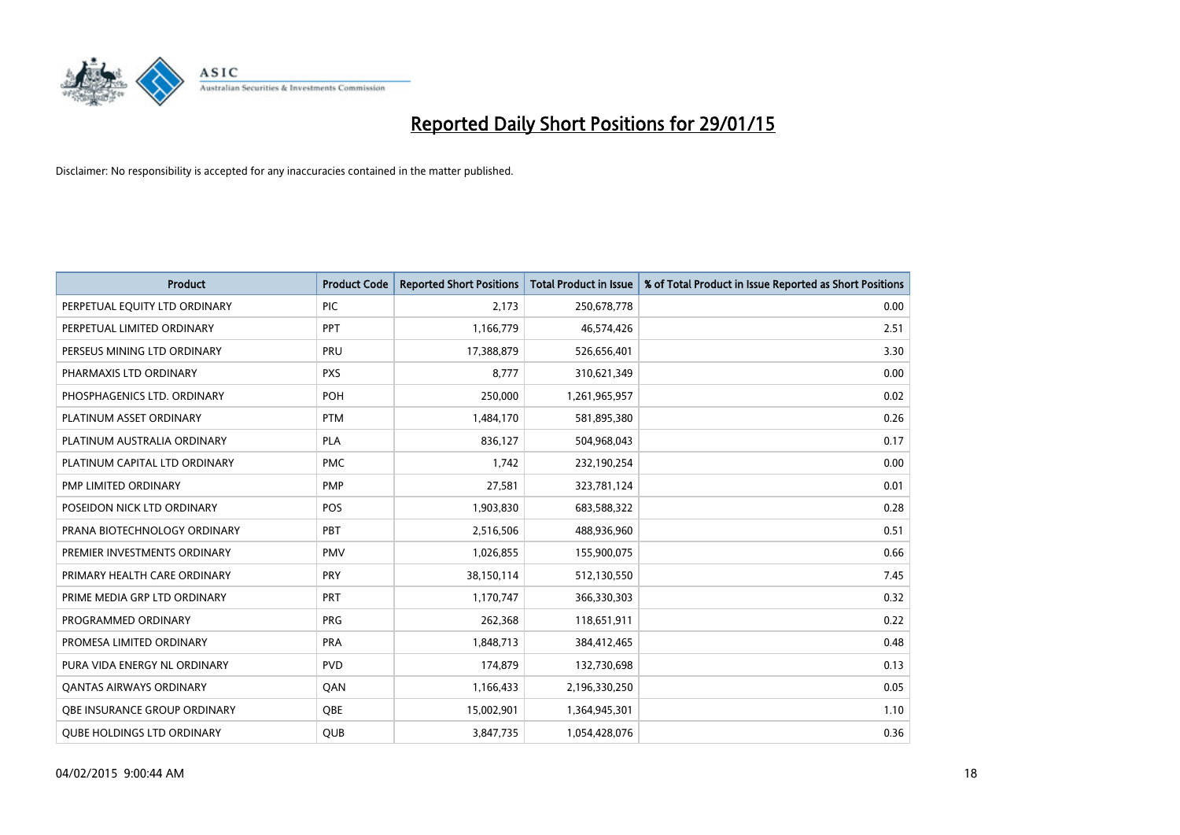# Reported Daily Short Positions for 29/01/15

Disclaimer: No responsibility is accepted for any inaccuracies contained in the matter published.

| Product | Product Code | Reported Short Positions | Total Product in Issue | % of Total Product in Issue Reported as Short Positions |
|---|---|---|---|---|
| PERPETUAL EQUITY LTD ORDINARY | PIC | 2,173 | 250,678,778 | 0.00 |
| PERPETUAL LIMITED ORDINARY | PPT | 1,166,779 | 46,574,426 | 2.51 |
| PERSEUS MINING LTD ORDINARY | PRU | 17,388,879 | 526,656,401 | 3.30 |
| PHARMAXIS LTD ORDINARY | PXS | 8,777 | 310,621,349 | 0.00 |
| PHOSPHAGENICS LTD. ORDINARY | POH | 250,000 | 1,261,965,957 | 0.02 |
| PLATINUM ASSET ORDINARY | PTM | 1,484,170 | 581,895,380 | 0.26 |
| PLATINUM AUSTRALIA ORDINARY | PLA | 836,127 | 504,968,043 | 0.17 |
| PLATINUM CAPITAL LTD ORDINARY | PMC | 1,742 | 232,190,254 | 0.00 |
| PMP LIMITED ORDINARY | PMP | 27,581 | 323,781,124 | 0.01 |
| POSEIDON NICK LTD ORDINARY | POS | 1,903,830 | 683,588,322 | 0.28 |
| PRANA BIOTECHNOLOGY ORDINARY | PBT | 2,516,506 | 488,936,960 | 0.51 |
| PREMIER INVESTMENTS ORDINARY | PMV | 1,026,855 | 155,900,075 | 0.66 |
| PRIMARY HEALTH CARE ORDINARY | PRY | 38,150,114 | 512,130,550 | 7.45 |
| PRIME MEDIA GRP LTD ORDINARY | PRT | 1,170,747 | 366,330,303 | 0.32 |
| PROGRAMMED ORDINARY | PRG | 262,368 | 118,651,911 | 0.22 |
| PROMESA LIMITED ORDINARY | PRA | 1,848,713 | 384,412,465 | 0.48 |
| PURA VIDA ENERGY NL ORDINARY | PVD | 174,879 | 132,730,698 | 0.13 |
| QANTAS AIRWAYS ORDINARY | QAN | 1,166,433 | 2,196,330,250 | 0.05 |
| QBE INSURANCE GROUP ORDINARY | QBE | 15,002,901 | 1,364,945,301 | 1.10 |
| QUBE HOLDINGS LTD ORDINARY | QUB | 3,847,735 | 1,054,428,076 | 0.36 |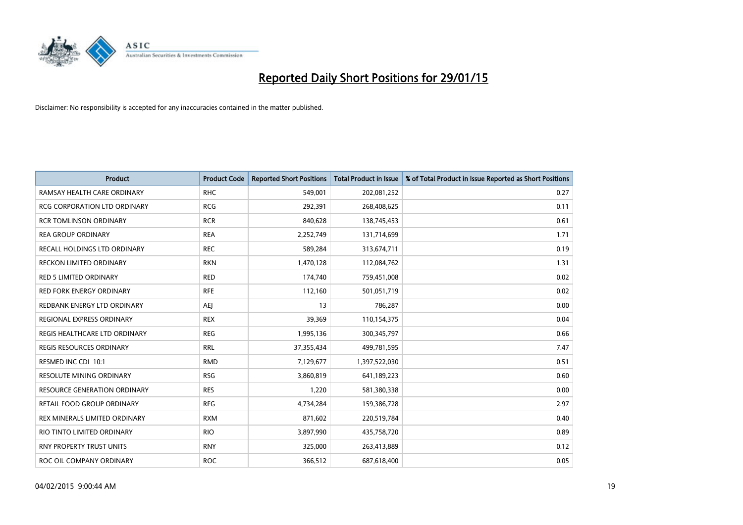# Reported Daily Short Positions for 29/01/15

Disclaimer: No responsibility is accepted for any inaccuracies contained in the matter published.

| Product | Product Code | Reported Short Positions | Total Product in Issue | % of Total Product in Issue Reported as Short Positions |
| --- | --- | --- | --- | --- |
| RAMSAY HEALTH CARE ORDINARY | RHC | 549,001 | 202,081,252 | 0.27 |
| RCG CORPORATION LTD ORDINARY | RCG | 292,391 | 268,408,625 | 0.11 |
| RCR TOMLINSON ORDINARY | RCR | 840,628 | 138,745,453 | 0.61 |
| REA GROUP ORDINARY | REA | 2,252,749 | 131,714,699 | 1.71 |
| RECALL HOLDINGS LTD ORDINARY | REC | 589,284 | 313,674,711 | 0.19 |
| RECKON LIMITED ORDINARY | RKN | 1,470,128 | 112,084,762 | 1.31 |
| RED 5 LIMITED ORDINARY | RED | 174,740 | 759,451,008 | 0.02 |
| RED FORK ENERGY ORDINARY | RFE | 112,160 | 501,051,719 | 0.02 |
| REDBANK ENERGY LTD ORDINARY | AEJ | 13 | 786,287 | 0.00 |
| REGIONAL EXPRESS ORDINARY | REX | 39,369 | 110,154,375 | 0.04 |
| REGIS HEALTHCARE LTD ORDINARY | REG | 1,995,136 | 300,345,797 | 0.66 |
| REGIS RESOURCES ORDINARY | RRL | 37,355,434 | 499,781,595 | 7.47 |
| RESMED INC CDI 10:1 | RMD | 7,129,677 | 1,397,522,030 | 0.51 |
| RESOLUTE MINING ORDINARY | RSG | 3,860,819 | 641,189,223 | 0.60 |
| RESOURCE GENERATION ORDINARY | RES | 1,220 | 581,380,338 | 0.00 |
| RETAIL FOOD GROUP ORDINARY | RFG | 4,734,284 | 159,386,728 | 2.97 |
| REX MINERALS LIMITED ORDINARY | RXM | 871,602 | 220,519,784 | 0.40 |
| RIO TINTO LIMITED ORDINARY | RIO | 3,897,990 | 435,758,720 | 0.89 |
| RNY PROPERTY TRUST UNITS | RNY | 325,000 | 263,413,889 | 0.12 |
| ROC OIL COMPANY ORDINARY | ROC | 366,512 | 687,618,400 | 0.05 |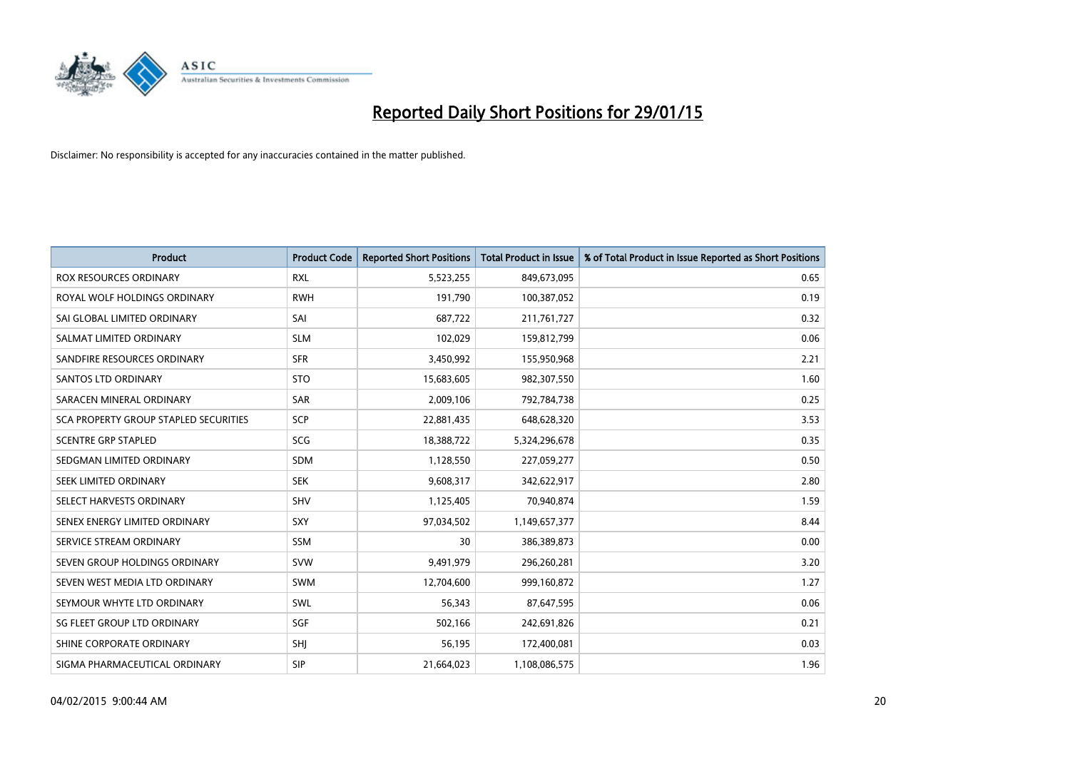# Reported Daily Short Positions for 29/01/15

Disclaimer: No responsibility is accepted for any inaccuracies contained in the matter published.

| Product | Product Code | Reported Short Positions | Total Product in Issue | % of Total Product in Issue Reported as Short Positions |
|---|---|---|---|---|
| ROX RESOURCES ORDINARY | RXL | 5,523,255 | 849,673,095 | 0.65 |
| ROYAL WOLF HOLDINGS ORDINARY | RWH | 191,790 | 100,387,052 | 0.19 |
| SAI GLOBAL LIMITED ORDINARY | SAI | 687,722 | 211,761,727 | 0.32 |
| SALMAT LIMITED ORDINARY | SLM | 102,029 | 159,812,799 | 0.06 |
| SANDFIRE RESOURCES ORDINARY | SFR | 3,450,992 | 155,950,968 | 2.21 |
| SANTOS LTD ORDINARY | STO | 15,683,605 | 982,307,550 | 1.60 |
| SARACEN MINERAL ORDINARY | SAR | 2,009,106 | 792,784,738 | 0.25 |
| SCA PROPERTY GROUP STAPLED SECURITIES | SCP | 22,881,435 | 648,628,320 | 3.53 |
| SCENTRE GRP STAPLED | SCG | 18,388,722 | 5,324,296,678 | 0.35 |
| SEDGMAN LIMITED ORDINARY | SDM | 1,128,550 | 227,059,277 | 0.50 |
| SEEK LIMITED ORDINARY | SEK | 9,608,317 | 342,622,917 | 2.80 |
| SELECT HARVESTS ORDINARY | SHV | 1,125,405 | 70,940,874 | 1.59 |
| SENEX ENERGY LIMITED ORDINARY | SXY | 97,034,502 | 1,149,657,377 | 8.44 |
| SERVICE STREAM ORDINARY | SSM | 30 | 386,389,873 | 0.00 |
| SEVEN GROUP HOLDINGS ORDINARY | SVW | 9,491,979 | 296,260,281 | 3.20 |
| SEVEN WEST MEDIA LTD ORDINARY | SWM | 12,704,600 | 999,160,872 | 1.27 |
| SEYMOUR WHYTE LTD ORDINARY | SWL | 56,343 | 87,647,595 | 0.06 |
| SG FLEET GROUP LTD ORDINARY | SGF | 502,166 | 242,691,826 | 0.21 |
| SHINE CORPORATE ORDINARY | SHJ | 56,195 | 172,400,081 | 0.03 |
| SIGMA PHARMACEUTICAL ORDINARY | SIP | 21,664,023 | 1,108,086,575 | 1.96 |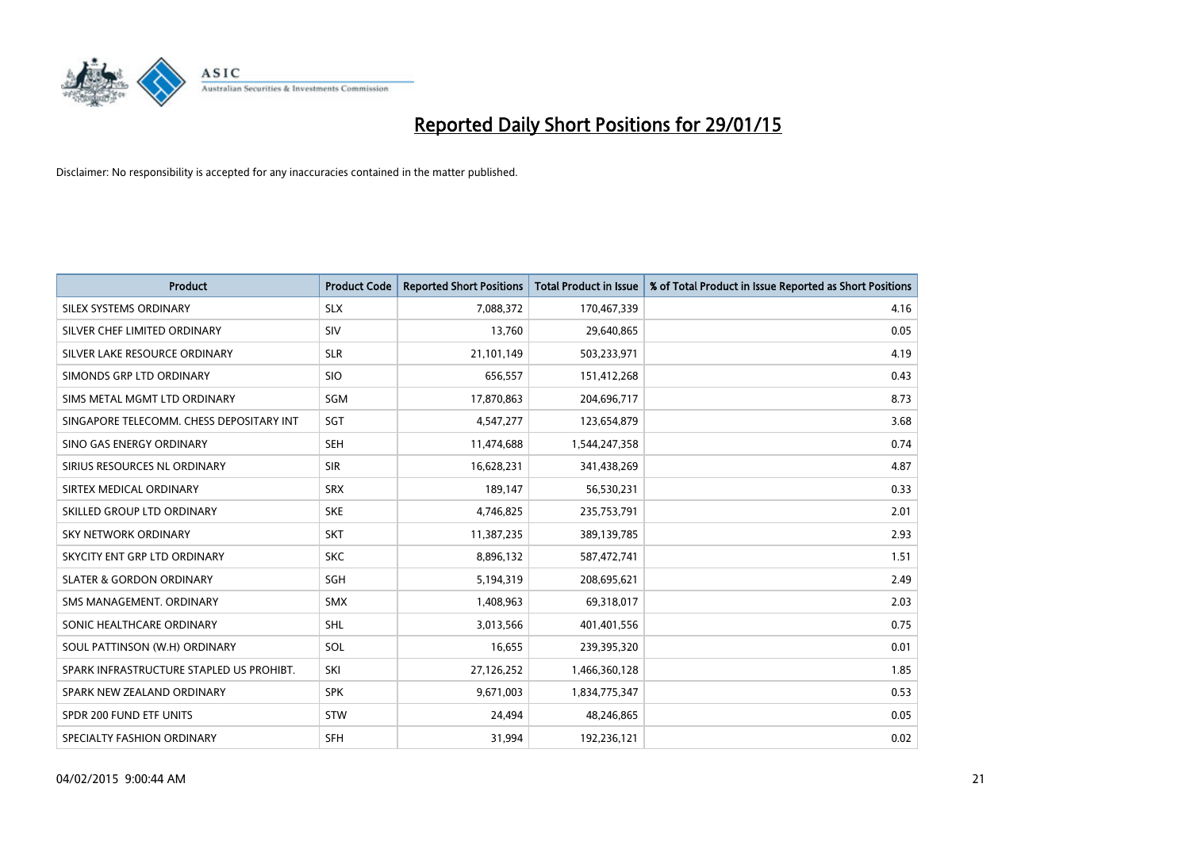# Reported Daily Short Positions for 29/01/15

Disclaimer: No responsibility is accepted for any inaccuracies contained in the matter published.

| Product | Product Code | Reported Short Positions | Total Product in Issue | % of Total Product in Issue Reported as Short Positions |
|---|---|---|---|---|
| SILEX SYSTEMS ORDINARY | SLX | 7,088,372 | 170,467,339 | 4.16 |
| SILVER CHEF LIMITED ORDINARY | SIV | 13,760 | 29,640,865 | 0.05 |
| SILVER LAKE RESOURCE ORDINARY | SLR | 21,101,149 | 503,233,971 | 4.19 |
| SIMONDS GRP LTD ORDINARY | SIO | 656,557 | 151,412,268 | 0.43 |
| SIMS METAL MGMT LTD ORDINARY | SGM | 17,870,863 | 204,696,717 | 8.73 |
| SINGAPORE TELECOMM. CHESS DEPOSITARY INT | SGT | 4,547,277 | 123,654,879 | 3.68 |
| SINO GAS ENERGY ORDINARY | SEH | 11,474,688 | 1,544,247,358 | 0.74 |
| SIRIUS RESOURCES NL ORDINARY | SIR | 16,628,231 | 341,438,269 | 4.87 |
| SIRTEX MEDICAL ORDINARY | SRX | 189,147 | 56,530,231 | 0.33 |
| SKILLED GROUP LTD ORDINARY | SKE | 4,746,825 | 235,753,791 | 2.01 |
| SKY NETWORK ORDINARY | SKT | 11,387,235 | 389,139,785 | 2.93 |
| SKYCITY ENT GRP LTD ORDINARY | SKC | 8,896,132 | 587,472,741 | 1.51 |
| SLATER & GORDON ORDINARY | SGH | 5,194,319 | 208,695,621 | 2.49 |
| SMS MANAGEMENT. ORDINARY | SMX | 1,408,963 | 69,318,017 | 2.03 |
| SONIC HEALTHCARE ORDINARY | SHL | 3,013,566 | 401,401,556 | 0.75 |
| SOUL PATTINSON (W.H) ORDINARY | SOL | 16,655 | 239,395,320 | 0.01 |
| SPARK INFRASTRUCTURE STAPLED US PROHIBT. | SKI | 27,126,252 | 1,466,360,128 | 1.85 |
| SPARK NEW ZEALAND ORDINARY | SPK | 9,671,003 | 1,834,775,347 | 0.53 |
| SPDR 200 FUND ETF UNITS | STW | 24,494 | 48,246,865 | 0.05 |
| SPECIALTY FASHION ORDINARY | SFH | 31,994 | 192,236,121 | 0.02 |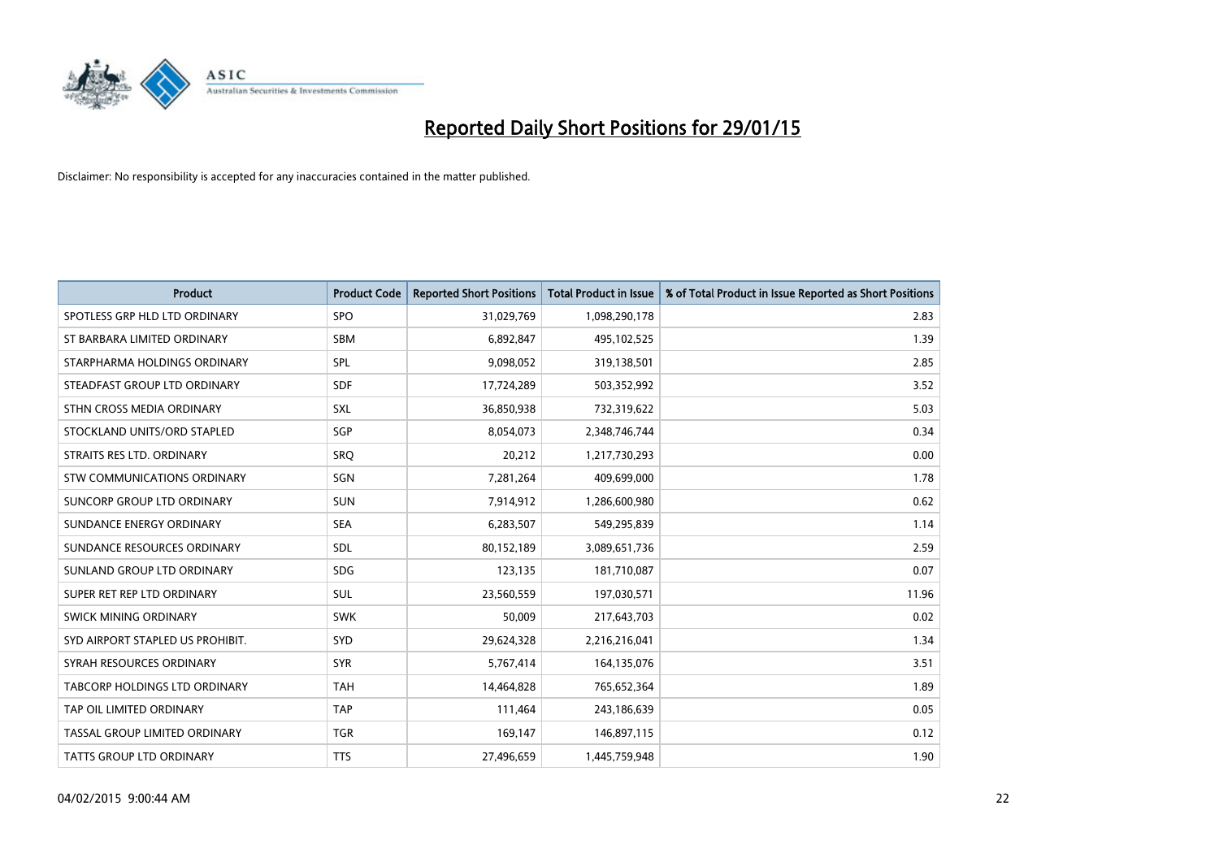# Reported Daily Short Positions for 29/01/15

Disclaimer: No responsibility is accepted for any inaccuracies contained in the matter published.

| Product | Product Code | Reported Short Positions | Total Product in Issue | % of Total Product in Issue Reported as Short Positions |
|---|---|---|---|---|
| SPOTLESS GRP HLD LTD ORDINARY | SPO | 31,029,769 | 1,098,290,178 | 2.83 |
| ST BARBARA LIMITED ORDINARY | SBM | 6,892,847 | 495,102,525 | 1.39 |
| STARPHARMA HOLDINGS ORDINARY | SPL | 9,098,052 | 319,138,501 | 2.85 |
| STEADFAST GROUP LTD ORDINARY | SDF | 17,724,289 | 503,352,992 | 3.52 |
| STHN CROSS MEDIA ORDINARY | SXL | 36,850,938 | 732,319,622 | 5.03 |
| STOCKLAND UNITS/ORD STAPLED | SGP | 8,054,073 | 2,348,746,744 | 0.34 |
| STRAITS RES LTD. ORDINARY | SRQ | 20,212 | 1,217,730,293 | 0.00 |
| STW COMMUNICATIONS ORDINARY | SGN | 7,281,264 | 409,699,000 | 1.78 |
| SUNCORP GROUP LTD ORDINARY | SUN | 7,914,912 | 1,286,600,980 | 0.62 |
| SUNDANCE ENERGY ORDINARY | SEA | 6,283,507 | 549,295,839 | 1.14 |
| SUNDANCE RESOURCES ORDINARY | SDL | 80,152,189 | 3,089,651,736 | 2.59 |
| SUNLAND GROUP LTD ORDINARY | SDG | 123,135 | 181,710,087 | 0.07 |
| SUPER RET REP LTD ORDINARY | SUL | 23,560,559 | 197,030,571 | 11.96 |
| SWICK MINING ORDINARY | SWK | 50,009 | 217,643,703 | 0.02 |
| SYD AIRPORT STAPLED US PROHIBIT. | SYD | 29,624,328 | 2,216,216,041 | 1.34 |
| SYRAH RESOURCES ORDINARY | SYR | 5,767,414 | 164,135,076 | 3.51 |
| TABCORP HOLDINGS LTD ORDINARY | TAH | 14,464,828 | 765,652,364 | 1.89 |
| TAP OIL LIMITED ORDINARY | TAP | 111,464 | 243,186,639 | 0.05 |
| TASSAL GROUP LIMITED ORDINARY | TGR | 169,147 | 146,897,115 | 0.12 |
| TATTS GROUP LTD ORDINARY | TTS | 27,496,659 | 1,445,759,948 | 1.90 |

04/02/2015 9:00:44 AM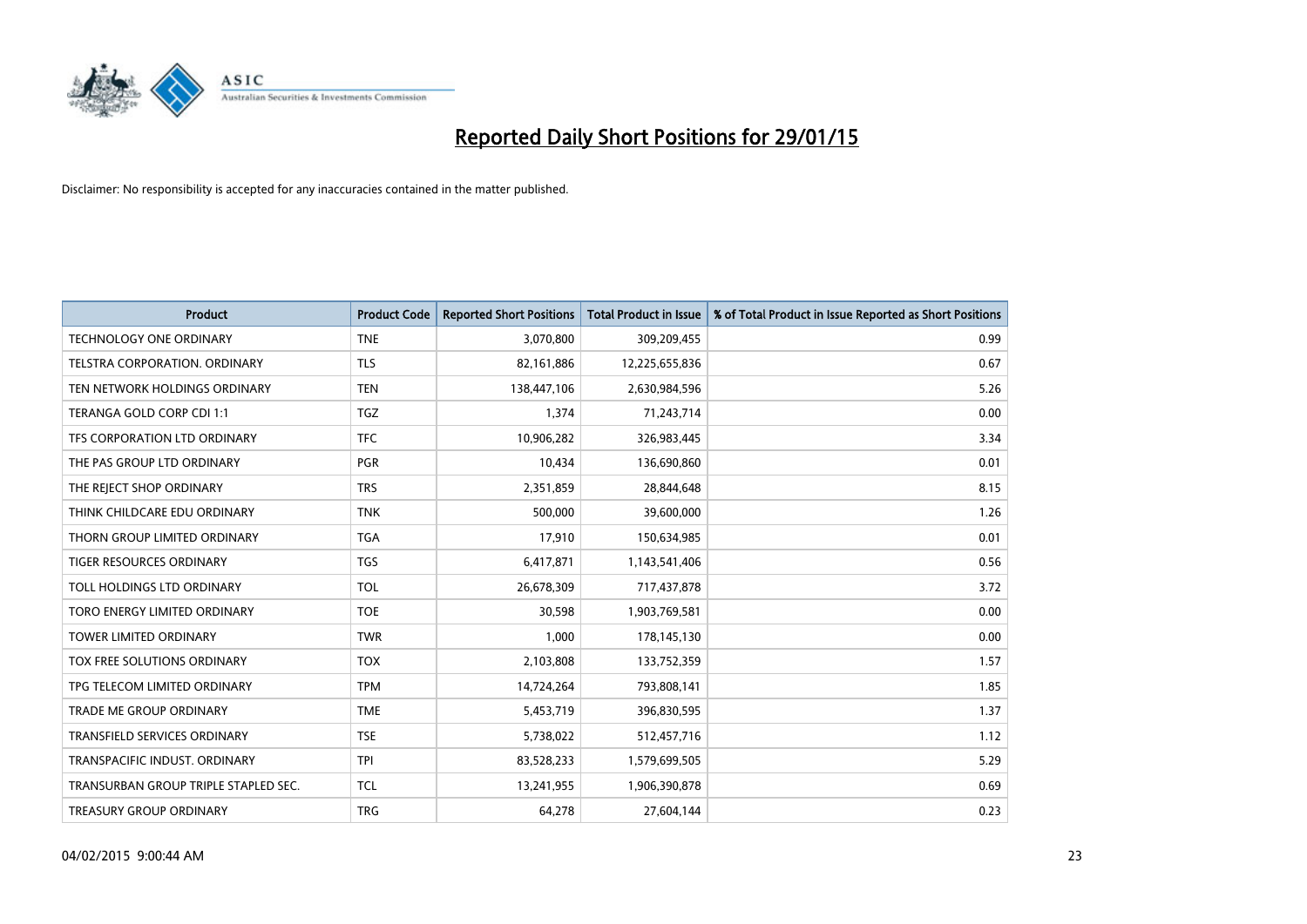# Reported Daily Short Positions for 29/01/15

Disclaimer: No responsibility is accepted for any inaccuracies contained in the matter published.

| Product | Product Code | Reported Short Positions | Total Product in Issue | % of Total Product in Issue Reported as Short Positions |
|---|---|---|---|---|
| TECHNOLOGY ONE ORDINARY | TNE | 3,070,800 | 309,209,455 | 0.99 |
| TELSTRA CORPORATION. ORDINARY | TLS | 82,161,886 | 12,225,655,836 | 0.67 |
| TEN NETWORK HOLDINGS ORDINARY | TEN | 138,447,106 | 2,630,984,596 | 5.26 |
| TERANGA GOLD CORP CDI 1:1 | TGZ | 1,374 | 71,243,714 | 0.00 |
| TFS CORPORATION LTD ORDINARY | TFC | 10,906,282 | 326,983,445 | 3.34 |
| THE PAS GROUP LTD ORDINARY | PGR | 10,434 | 136,690,860 | 0.01 |
| THE REJECT SHOP ORDINARY | TRS | 2,351,859 | 28,844,648 | 8.15 |
| THINK CHILDCARE EDU ORDINARY | TNK | 500,000 | 39,600,000 | 1.26 |
| THORN GROUP LIMITED ORDINARY | TGA | 17,910 | 150,634,985 | 0.01 |
| TIGER RESOURCES ORDINARY | TGS | 6,417,871 | 1,143,541,406 | 0.56 |
| TOLL HOLDINGS LTD ORDINARY | TOL | 26,678,309 | 717,437,878 | 3.72 |
| TORO ENERGY LIMITED ORDINARY | TOE | 30,598 | 1,903,769,581 | 0.00 |
| TOWER LIMITED ORDINARY | TWR | 1,000 | 178,145,130 | 0.00 |
| TOX FREE SOLUTIONS ORDINARY | TOX | 2,103,808 | 133,752,359 | 1.57 |
| TPG TELECOM LIMITED ORDINARY | TPM | 14,724,264 | 793,808,141 | 1.85 |
| TRADE ME GROUP ORDINARY | TME | 5,453,719 | 396,830,595 | 1.37 |
| TRANSFIELD SERVICES ORDINARY | TSE | 5,738,022 | 512,457,716 | 1.12 |
| TRANSPACIFIC INDUST. ORDINARY | TPI | 83,528,233 | 1,579,699,505 | 5.29 |
| TRANSURBAN GROUP TRIPLE STAPLED SEC. | TCL | 13,241,955 | 1,906,390,878 | 0.69 |
| TREASURY GROUP ORDINARY | TRG | 64,278 | 27,604,144 | 0.23 |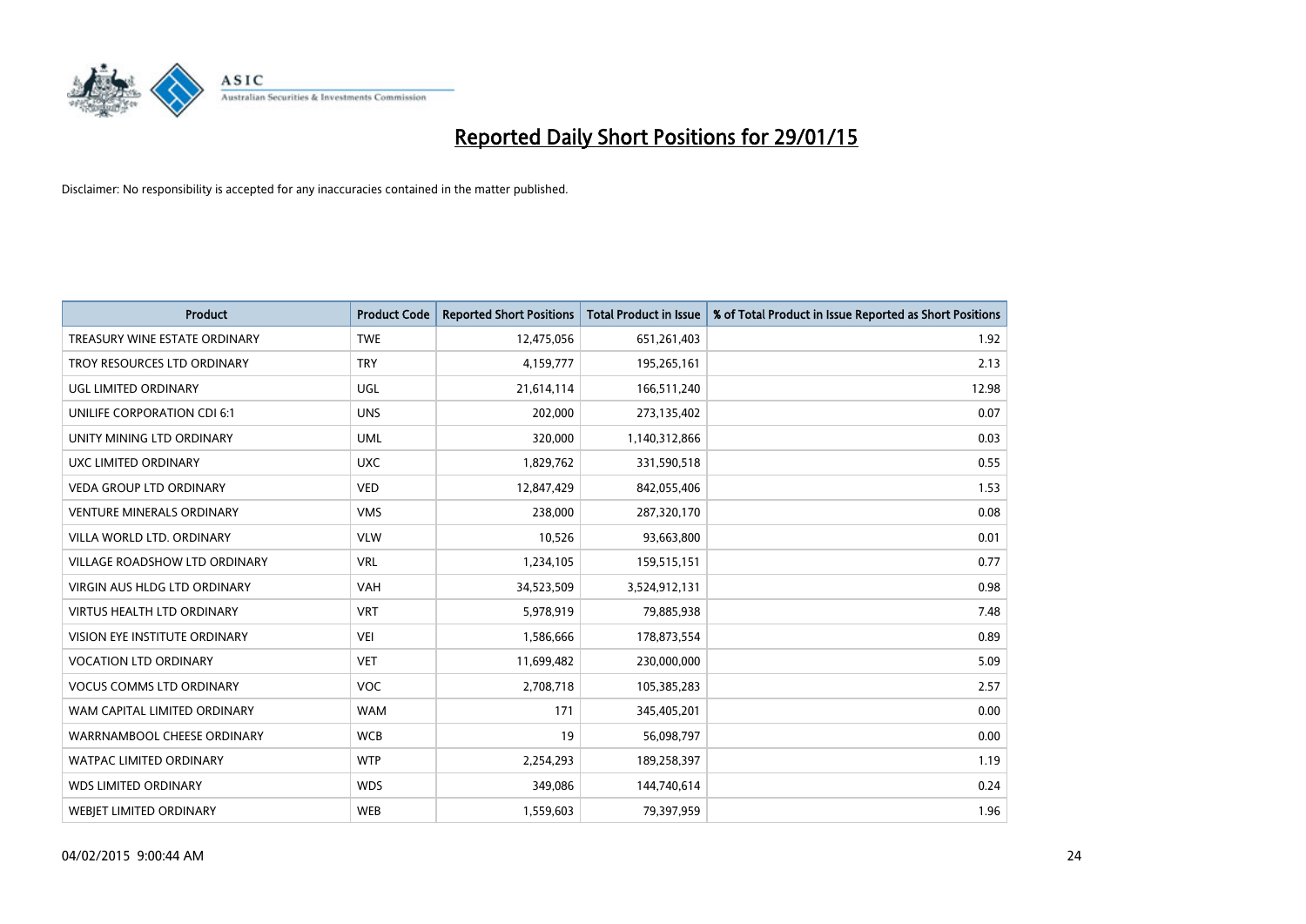# Reported Daily Short Positions for 29/01/15

Disclaimer: No responsibility is accepted for any inaccuracies contained in the matter published.

| Product | Product Code | Reported Short Positions | Total Product in Issue | % of Total Product in Issue Reported as Short Positions |
| --- | --- | --- | --- | --- |
| TREASURY WINE ESTATE ORDINARY | TWE | 12,475,056 | 651,261,403 | 1.92 |
| TROY RESOURCES LTD ORDINARY | TRY | 4,159,777 | 195,265,161 | 2.13 |
| UGL LIMITED ORDINARY | UGL | 21,614,114 | 166,511,240 | 12.98 |
| UNILIFE CORPORATION CDI 6:1 | UNS | 202,000 | 273,135,402 | 0.07 |
| UNITY MINING LTD ORDINARY | UML | 320,000 | 1,140,312,866 | 0.03 |
| UXC LIMITED ORDINARY | UXC | 1,829,762 | 331,590,518 | 0.55 |
| VEDA GROUP LTD ORDINARY | VED | 12,847,429 | 842,055,406 | 1.53 |
| VENTURE MINERALS ORDINARY | VMS | 238,000 | 287,320,170 | 0.08 |
| VILLA WORLD LTD. ORDINARY | VLW | 10,526 | 93,663,800 | 0.01 |
| VILLAGE ROADSHOW LTD ORDINARY | VRL | 1,234,105 | 159,515,151 | 0.77 |
| VIRGIN AUS HLDG LTD ORDINARY | VAH | 34,523,509 | 3,524,912,131 | 0.98 |
| VIRTUS HEALTH LTD ORDINARY | VRT | 5,978,919 | 79,885,938 | 7.48 |
| VISION EYE INSTITUTE ORDINARY | VEI | 1,586,666 | 178,873,554 | 0.89 |
| VOCATION LTD ORDINARY | VET | 11,699,482 | 230,000,000 | 5.09 |
| VOCUS COMMS LTD ORDINARY | VOC | 2,708,718 | 105,385,283 | 2.57 |
| WAM CAPITAL LIMITED ORDINARY | WAM | 171 | 345,405,201 | 0.00 |
| WARRNAMBOOL CHEESE ORDINARY | WCB | 19 | 56,098,797 | 0.00 |
| WATPAC LIMITED ORDINARY | WTP | 2,254,293 | 189,258,397 | 1.19 |
| WDS LIMITED ORDINARY | WDS | 349,086 | 144,740,614 | 0.24 |
| WEBJET LIMITED ORDINARY | WEB | 1,559,603 | 79,397,959 | 1.96 |

04/02/2015 9:00:44 AM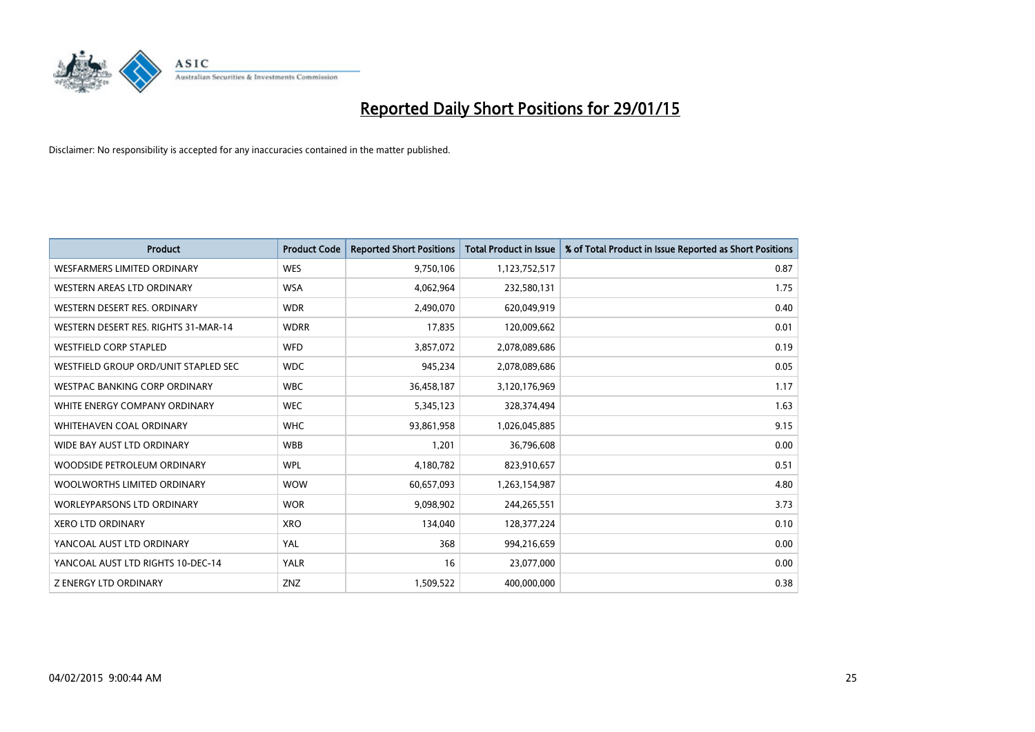# Reported Daily Short Positions for 29/01/15

Disclaimer: No responsibility is accepted for any inaccuracies contained in the matter published.

| Product | Product Code | Reported Short Positions | Total Product in Issue | % of Total Product in Issue Reported as Short Positions |
| --- | --- | --- | --- | --- |
| WESFARMERS LIMITED ORDINARY | WES | 9,750,106 | 1,123,752,517 | 0.87 |
| WESTERN AREAS LTD ORDINARY | WSA | 4,062,964 | 232,580,131 | 1.75 |
| WESTERN DESERT RES. ORDINARY | WDR | 2,490,070 | 620,049,919 | 0.40 |
| WESTERN DESERT RES. RIGHTS 31-MAR-14 | WDRR | 17,835 | 120,009,662 | 0.01 |
| WESTFIELD CORP STAPLED | WFD | 3,857,072 | 2,078,089,686 | 0.19 |
| WESTFIELD GROUP ORD/UNIT STAPLED SEC | WDC | 945,234 | 2,078,089,686 | 0.05 |
| WESTPAC BANKING CORP ORDINARY | WBC | 36,458,187 | 3,120,176,969 | 1.17 |
| WHITE ENERGY COMPANY ORDINARY | WEC | 5,345,123 | 328,374,494 | 1.63 |
| WHITEHAVEN COAL ORDINARY | WHC | 93,861,958 | 1,026,045,885 | 9.15 |
| WIDE BAY AUST LTD ORDINARY | WBB | 1,201 | 36,796,608 | 0.00 |
| WOODSIDE PETROLEUM ORDINARY | WPL | 4,180,782 | 823,910,657 | 0.51 |
| WOOLWORTHS LIMITED ORDINARY | WOW | 60,657,093 | 1,263,154,987 | 4.80 |
| WORLEYPARSONS LTD ORDINARY | WOR | 9,098,902 | 244,265,551 | 3.73 |
| XERO LTD ORDINARY | XRO | 134,040 | 128,377,224 | 0.10 |
| YANCOAL AUST LTD ORDINARY | YAL | 368 | 994,216,659 | 0.00 |
| YANCOAL AUST LTD RIGHTS 10-DEC-14 | YALR | 16 | 23,077,000 | 0.00 |
| Z ENERGY LTD ORDINARY | ZNZ | 1,509,522 | 400,000,000 | 0.38 |

04/02/2015 9:00:44 AM